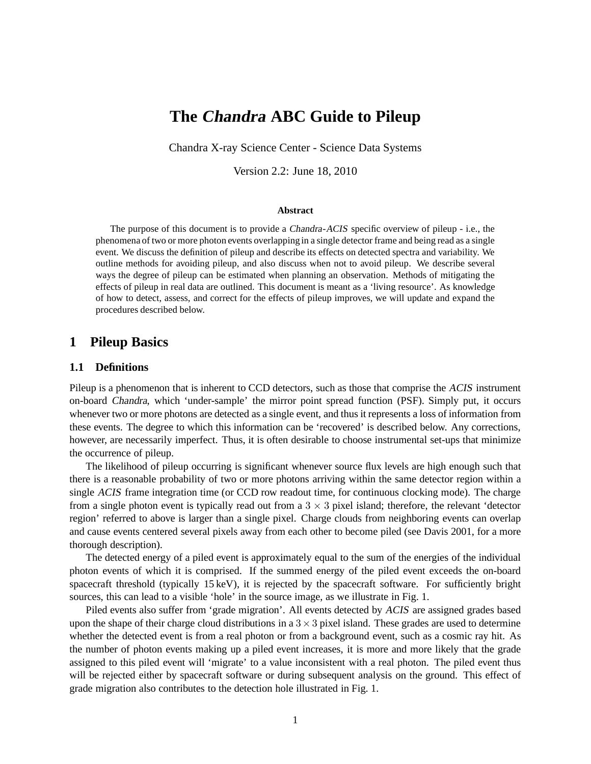# The *Chandra* ABC Guide to Pileup

Chandra X-ray Science Center - Science Data Systems

Version 2.2: June 18, 2010

**Abstract**

The purpose of this document is to provide a *Chandra-ACIS* specific overview of pileup - i.e., the phenomena of two or more photon events overlapping in a single detector frame and being read as a single event. We discuss the definition of pileup and describe its effects on detected spectra and variability. We outline methods for avoiding pileup, and also discuss when not to avoid pileup. We describe several ways the degree of pileup can be estimated when planning an observation. Methods of mitigating the effects of pileup in real data are outlined. This document is meant as a 'living resource'. As knowledge of how to detect, assess, and correct for the effects of pileup improves, we will update and expand the procedures described below.

## 1 Pileup Basics

### 1.1 Definitions

Pileup is a phenomenon that is inherent to CCD detectors, such as those that comprise the *ACIS* instrument on-board *Chandra*, which 'under-sample' the mirror point spread function (PSF). Simply put, it occurs whenever two or more photons are detected as a single event, and thus it represents a loss of information from these events. The degree to which this information can be 'recovered' is described below. Any corrections, however, are necessarily imperfect. Thus, it is often desirable to choose instrumental set-ups that minimize the occurrence of pileup.

The likelihood of pileup occurring is significant whenever source flux levels are high enough such that there is a reasonable probability of two or more photons arriving within the same detector region within a single *ACIS* frame integration time (or CCD row readout time, for continuous clocking mode). The charge from a single photon event is typically read out from a $3 \times 3$ pixel island; therefore, the relevant 'detector region' referred to above is larger than a single pixel. Charge clouds from neighboring events can overlap and cause events centered several pixels away from each other to become piled (see Davis 2001, for a more thorough description).

The detected energy of a piled event is approximately equal to the sum of the energies of the individual photon events of which it is comprised. If the summed energy of the piled event exceeds the on-board spacecraft threshold (typically 15 keV), it is rejected by the spacecraft software. For sufficiently bright sources, this can lead to a visible 'hole' in the source image, as we illustrate in Fig. 1.

Piled events also suffer from 'grade migration'. All events detected by *ACIS* are assigned grades based upon the shape of their charge cloud distributions in a $3 \times 3$ pixel island. These grades are used to determine whether the detected event is from a real photon or from a background event, such as a cosmic ray hit. As the number of photon events making up a piled event increases, it is more and more likely that the grade assigned to this piled event will 'migrate' to a value inconsistent with a real photon. The piled event thus will be rejected either by spacecraft software or during subsequent analysis on the ground. This effect of grade migration also contributes to the detection hole illustrated in Fig. 1.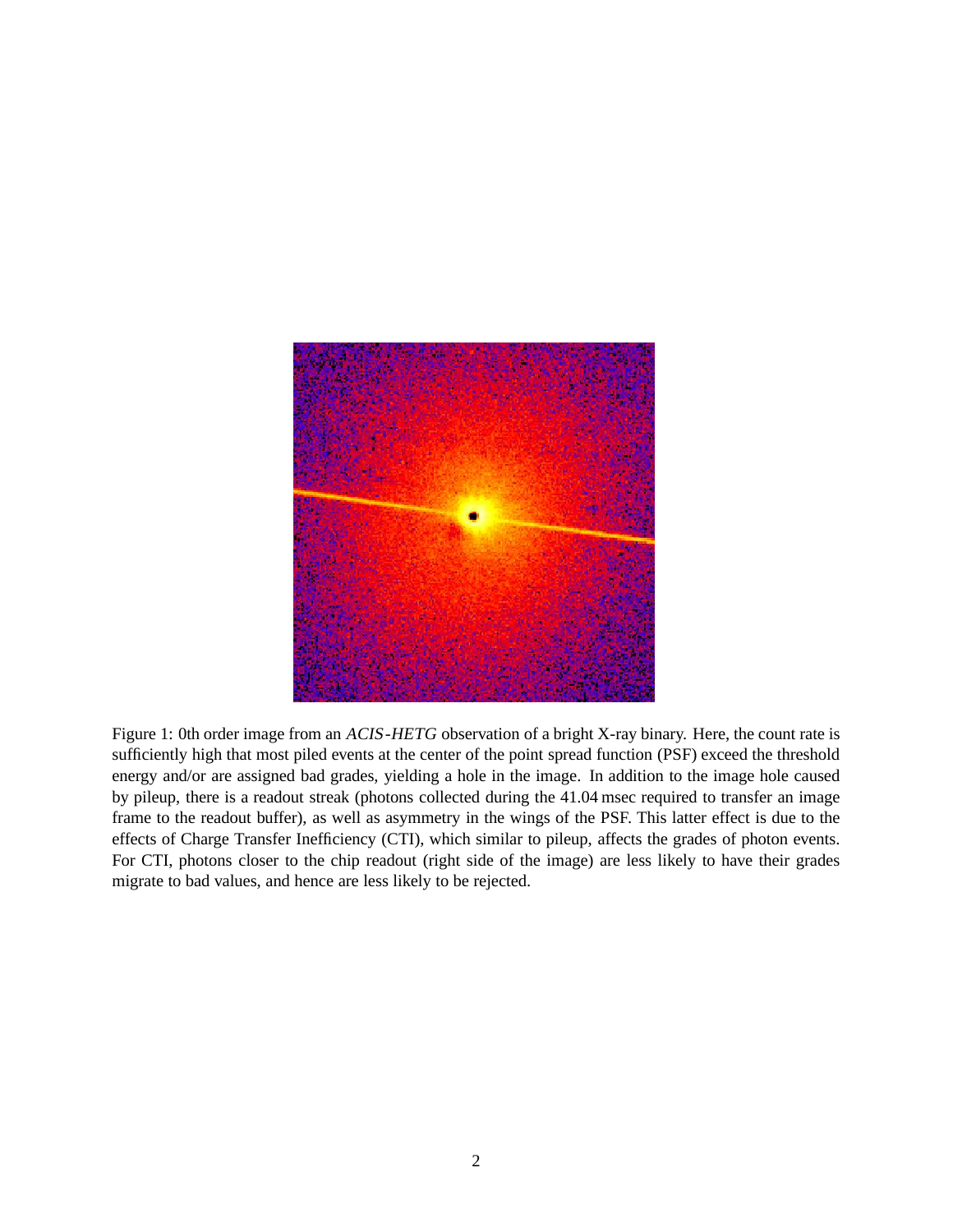Figure 1: 0th order image from an *ACIS-HETG* observation of a bright X-ray binary. Here, the count rate is sufficiently high that most piled events at the center of the point spread function (PSF) exceed the threshold energy and/or are assigned bad grades, yielding a hole in the image. In addition to the image hole caused by pileup, there is a readout streak (photons collected during the 41.04 msec required to transfer an image frame to the readout buffer), as well as asymmetry in the wings of the PSF. This latter effect is due to the effects of Charge Transfer Inefficiency (CTI), which similar to pileup, affects the grades of photon events. For CTI, photons closer to the chip readout (right side of the image) are less likely to have their grades migrate to bad values, and hence are less likely to be rejected.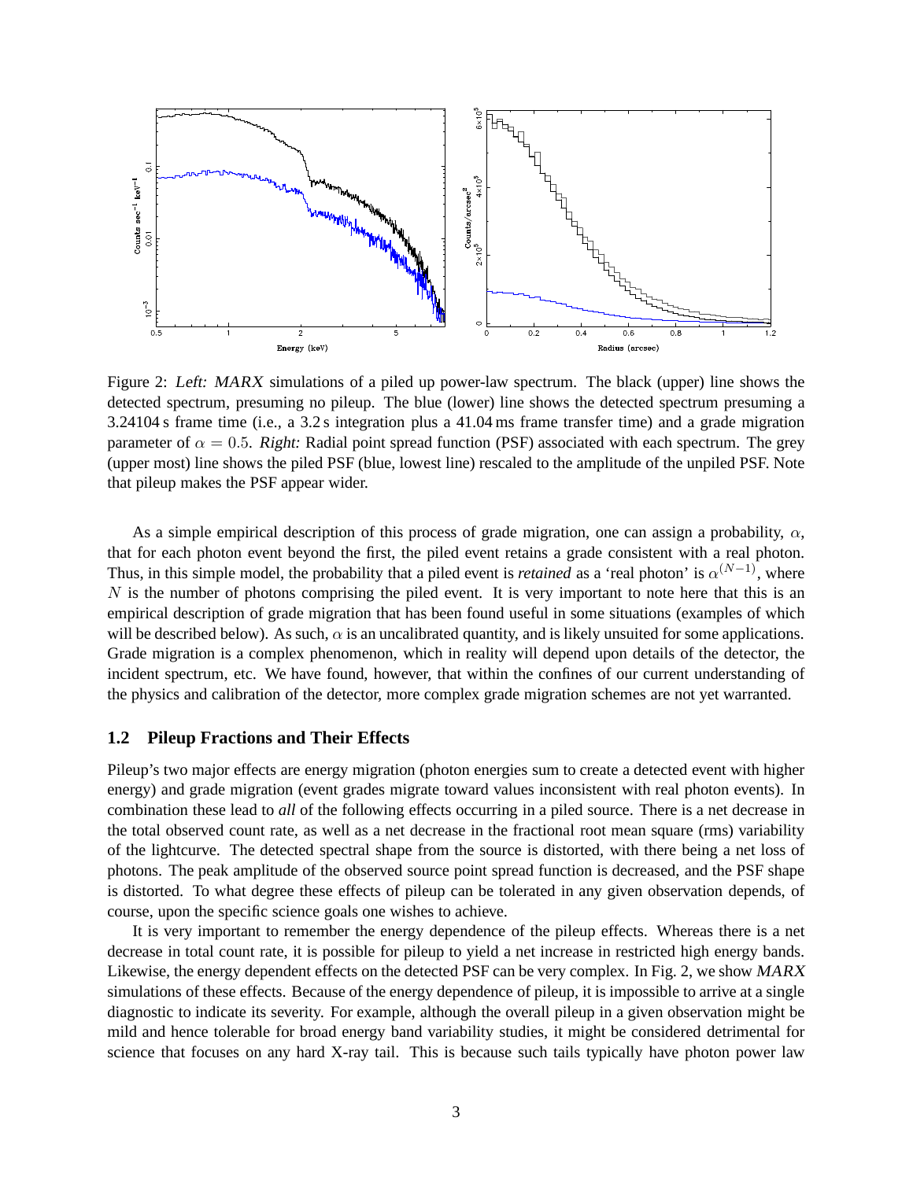Figure 2: *Left: MARX* simulations of a piled up power-law spectrum. The black (upper) line shows the detected spectrum, presuming no pileup. The blue (lower) line shows the detected spectrum presuming a 3.24104 s frame time (i.e., a 3.2 s integration plus a 41.04 ms frame transfer time) and a grade migration parameter of $\alpha = 0.5$. *Right:* Radial point spread function (PSF) associated with each spectrum. The grey (upper most) line shows the piled PSF (blue, lowest line) rescaled to the amplitude of the unpiled PSF. Note that pileup makes the PSF appear wider.

As a simple empirical description of this process of grade migration, one can assign a probability, $\alpha$, that for each photon event beyond the first, the piled event retains a grade consistent with a real photon. Thus, in this simple model, the probability that a piled event is *retained* as a 'real photon' is $\alpha^{(N-1)}$, where $N$ is the number of photons comprising the piled event. It is very important to note here that this is an empirical description of grade migration that has been found useful in some situations (examples of which will be described below). As such, $\alpha$ is an uncalibrated quantity, and is likely unsuited for some applications. Grade migration is a complex phenomenon, which in reality will depend upon details of the detector, the incident spectrum, etc. We have found, however, that within the confines of our current understanding of the physics and calibration of the detector, more complex grade migration schemes are not yet warranted.

## 1.2 Pileup Fractions and Their Effects

Pileup's two major effects are energy migration (photon energies sum to create a detected event with higher energy) and grade migration (event grades migrate toward values inconsistent with real photon events). In combination these lead to *all* of the following effects occurring in a piled source. There is a net decrease in the total observed count rate, as well as a net decrease in the fractional root mean square (rms) variability of the lightcurve. The detected spectral shape from the source is distorted, with there being a net loss of photons. The peak amplitude of the observed source point spread function is decreased, and the PSF shape is distorted. To what degree these effects of pileup can be tolerated in any given observation depends, of course, upon the specific science goals one wishes to achieve.

It is very important to remember the energy dependence of the pileup effects. Whereas there is a net decrease in total count rate, it is possible for pileup to yield a net increase in restricted high energy bands. Likewise, the energy dependent effects on the detected PSF can be very complex. In Fig. 2, we show *MARX* simulations of these effects. Because of the energy dependence of pileup, it is impossible to arrive at a single diagnostic to indicate its severity. For example, although the overall pileup in a given observation might be mild and hence tolerable for broad energy band variability studies, it might be considered detrimental for science that focuses on any hard X-ray tail. This is because such tails typically have photon power law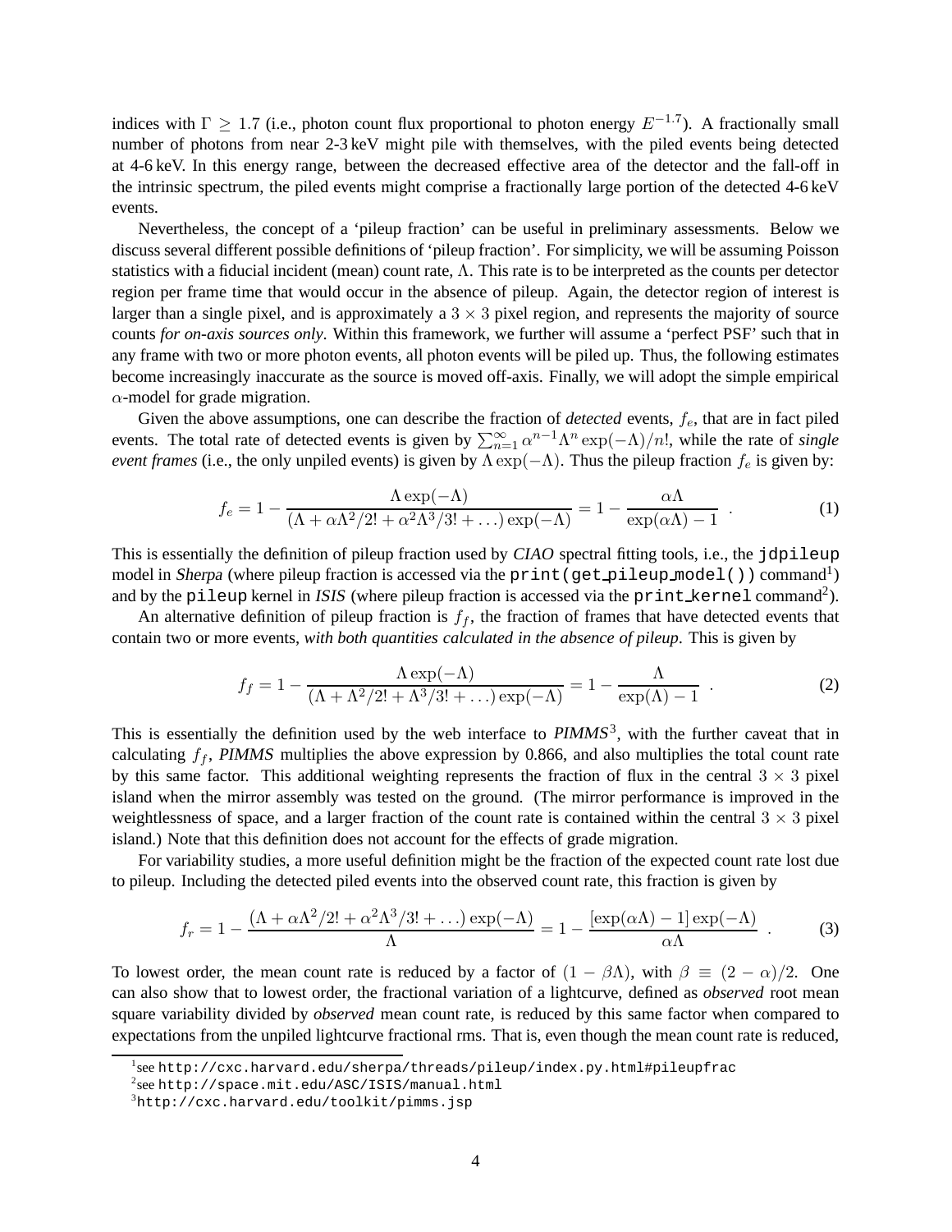indices with $\Gamma \geq 1.7$ (i.e., photon count flux proportional to photon energy $E^{-1.7}$). A fractionally small number of photons from near 2-3 keV might pile with themselves, with the piled events being detected at 4-6 keV. In this energy range, between the decreased effective area of the detector and the fall-off in the intrinsic spectrum, the piled events might comprise a fractionally large portion of the detected 4-6 keV events.

Nevertheless, the concept of a 'pileup fraction' can be useful in preliminary assessments. Below we discuss several different possible definitions of 'pileup fraction'. For simplicity, we will be assuming Poisson statistics with a fiducial incident (mean) count rate, $\Lambda$. This rate is to be interpreted as the counts per detector region per frame time that would occur in the absence of pileup. Again, the detector region of interest is larger than a single pixel, and is approximately a $3 \times 3$ pixel region, and represents the majority of source counts *for on-axis sources only*. Within this framework, we further will assume a 'perfect PSF' such that in any frame with two or more photon events, all photon events will be piled up. Thus, the following estimates become increasingly inaccurate as the source is moved off-axis. Finally, we will adopt the simple empirical $\alpha$-model for grade migration.

Given the above assumptions, one can describe the fraction of *detected* events, $f_e$, that are in fact piled events. The total rate of detected events is given by $\sum_{n=1}^{\infty} \alpha^{n-1} \Lambda^n \exp(-\Lambda)/n!$, while the rate of *single event frames* (i.e., the only unpiled events) is given by $\Lambda \exp(-\Lambda)$. Thus the pileup fraction $f_e$ is given by:

$$f_e = 1 - \frac{\Lambda \exp(-\Lambda)}{(\Lambda + \alpha\Lambda^2/2! + \alpha^2\Lambda^3/3! + \ldots) \exp(-\Lambda)} = 1 - \frac{\alpha\Lambda}{\exp(\alpha\Lambda) - 1} \quad . \tag{1}$$

This is essentially the definition of pileup fraction used by *CIAO* spectral fitting tools, i.e., the `jdpileup` model in *Sherpa* (where pileup fraction is accessed via the `print(get_pileup_model())` command[1]) and by the `pileup` kernel in *ISIS* (where pileup fraction is accessed via the `print_kernel` command[2]).

An alternative definition of pileup fraction is $f_f$, the fraction of frames that have detected events that contain two or more events, *with both quantities calculated in the absence of pileup*. This is given by

$$f_f = 1 - \frac{\Lambda \exp(-\Lambda)}{(\Lambda + \Lambda^2/2! + \Lambda^3/3! + \ldots) \exp(-\Lambda)} = 1 - \frac{\Lambda}{\exp(\Lambda) - 1} \quad . \tag{2}$$

This is essentially the definition used by the web interface to *PIMMS*[3], with the further caveat that in calculating $f_f$, *PIMMS* multiplies the above expression by 0.866, and also multiplies the total count rate by this same factor. This additional weighting represents the fraction of flux in the central $3 \times 3$ pixel island when the mirror assembly was tested on the ground. (The mirror performance is improved in the weightlessness of space, and a larger fraction of the count rate is contained within the central $3 \times 3$ pixel island.) Note that this definition does not account for the effects of grade migration.

For variability studies, a more useful definition might be the fraction of the expected count rate lost due to pileup. Including the detected piled events into the observed count rate, this fraction is given by

$$f_r = 1 - \frac{(\Lambda + \alpha\Lambda^2/2! + \alpha^2\Lambda^3/3! + \ldots) \exp(-\Lambda)}{\Lambda} = 1 - \frac{[\exp(\alpha\Lambda) - 1] \exp(-\Lambda)}{\alpha\Lambda} \quad . \tag{3}$$

To lowest order, the mean count rate is reduced by a factor of $(1 - \beta\Lambda)$, with $\beta \equiv (2 - \alpha)/2$. One can also show that to lowest order, the fractional variation of a lightcurve, defined as *observed* root mean square variability divided by *observed* mean count rate, is reduced by this same factor when compared to expectations from the unpiled lightcurve fractional rms. That is, even though the mean count rate is reduced,

---

[1] see `http://cxc.harvard.edu/sherpa/threads/pileup/index.py.html#pileupfrac`

[2] see `http://space.mit.edu/ASC/ISIS/manual.html`

[3] `http://cxc.harvard.edu/toolkit/pimms.jsp`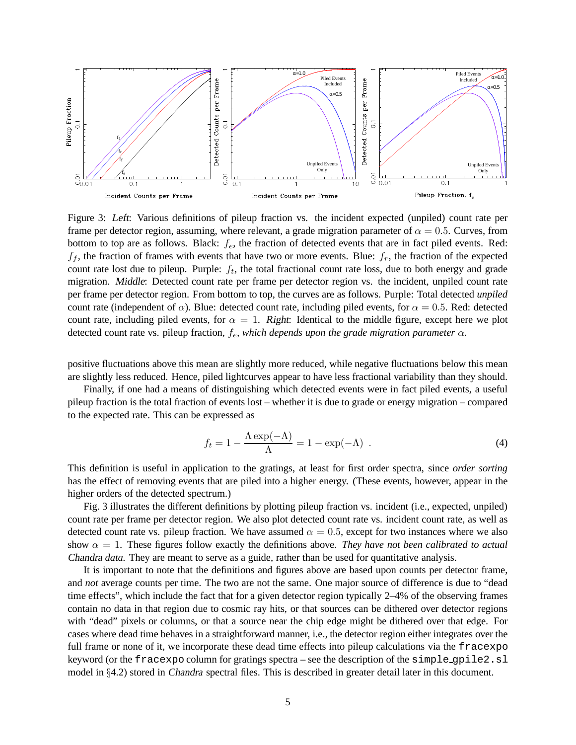Figure 3: *Left*: Various definitions of pileup fraction vs. the incident expected (unpiled) count rate per frame per detector region, assuming, where relevant, a grade migration parameter of $\alpha = 0.5$. Curves, from bottom to top are as follows. Black: $f_e$, the fraction of detected events that are in fact piled events. Red: $f_f$, the fraction of frames with events that have two or more events. Blue: $f_r$, the fraction of the expected count rate lost due to pileup. Purple: $f_t$, the total fractional count rate loss, due to both energy and grade migration. *Middle*: Detected count rate per frame per detector region vs. the incident, unpiled count rate per frame per detector region. From bottom to top, the curves are as follows. Purple: Total detected *unpiled* count rate (independent of $\alpha$). Blue: detected count rate, including piled events, for $\alpha = 0.5$. Red: detected count rate, including piled events, for $\alpha = 1$. *Right*: Identical to the middle figure, except here we plot detected count rate vs. pileup fraction, $f_e$, *which depends upon the grade migration parameter* $\alpha$.

positive fluctuations above this mean are slightly more reduced, while negative fluctuations below this mean are slightly less reduced. Hence, piled lightcurves appear to have less fractional variability than they should.

Finally, if one had a means of distinguishing which detected events were in fact piled events, a useful pileup fraction is the total fraction of events lost – whether it is due to grade or energy migration – compared to the expected rate. This can be expressed as

$$f_t = 1 - \frac{\Lambda \exp(-\Lambda)}{\Lambda} = 1 - \exp(-\Lambda) \ . \tag{4}$$

This definition is useful in application to the gratings, at least for first order spectra, since *order sorting* has the effect of removing events that are piled into a higher energy. (These events, however, appear in the higher orders of the detected spectrum.)

Fig. 3 illustrates the different definitions by plotting pileup fraction vs. incident (i.e., expected, unpiled) count rate per frame per detector region. We also plot detected count rate vs. incident count rate, as well as detected count rate vs. pileup fraction. We have assumed $\alpha = 0.5$, except for two instances where we also show $\alpha = 1$. These figures follow exactly the definitions above. *They have not been calibrated to actual Chandra data.* They are meant to serve as a guide, rather than be used for quantitative analysis.

It is important to note that the definitions and figures above are based upon counts per detector frame, and *not* average counts per time. The two are not the same. One major source of difference is due to "dead time effects", which include the fact that for a given detector region typically 2–4% of the observing frames contain no data in that region due to cosmic ray hits, or that sources can be dithered over detector regions with "dead" pixels or columns, or that a source near the chip edge might be dithered over that edge. For cases where dead time behaves in a straightforward manner, i.e., the detector region either integrates over the full frame or none of it, we incorporate these dead time effects into pileup calculations via the `fracexpo` keyword (or the `fracexpo` column for gratings spectra – see the description of the `simple_gpile2.sl` model in §4.2) stored in *Chandra* spectral files. This is described in greater detail later in this document.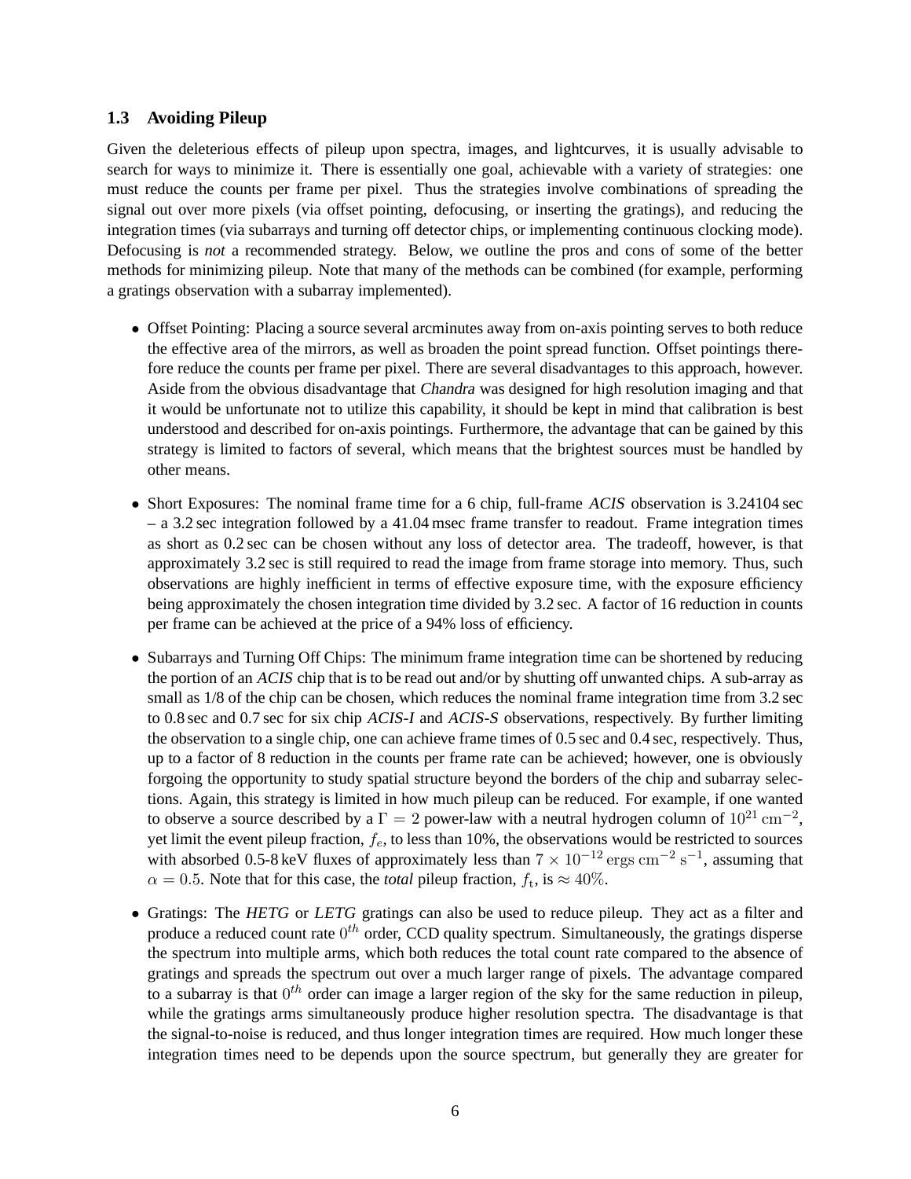### 1.3 Avoiding Pileup

Given the deleterious effects of pileup upon spectra, images, and lightcurves, it is usually advisable to search for ways to minimize it. There is essentially one goal, achievable with a variety of strategies: one must reduce the counts per frame per pixel. Thus the strategies involve combinations of spreading the signal out over more pixels (via offset pointing, defocusing, or inserting the gratings), and reducing the integration times (via subarrays and turning off detector chips, or implementing continuous clocking mode). Defocusing is *not* a recommended strategy. Below, we outline the pros and cons of some of the better methods for minimizing pileup. Note that many of the methods can be combined (for example, performing a gratings observation with a subarray implemented).

- Offset Pointing: Placing a source several arcminutes away from on-axis pointing serves to both reduce the effective area of the mirrors, as well as broaden the point spread function. Offset pointings therefore reduce the counts per frame per pixel. There are several disadvantages to this approach, however. Aside from the obvious disadvantage that *Chandra* was designed for high resolution imaging and that it would be unfortunate not to utilize this capability, it should be kept in mind that calibration is best understood and described for on-axis pointings. Furthermore, the advantage that can be gained by this strategy is limited to factors of several, which means that the brightest sources must be handled by other means.

- Short Exposures: The nominal frame time for a 6 chip, full-frame *ACIS* observation is 3.24104 sec – a 3.2 sec integration followed by a 41.04 msec frame transfer to readout. Frame integration times as short as 0.2 sec can be chosen without any loss of detector area. The tradeoff, however, is that approximately 3.2 sec is still required to read the image from frame storage into memory. Thus, such observations are highly inefficient in terms of effective exposure time, with the exposure efficiency being approximately the chosen integration time divided by 3.2 sec. A factor of 16 reduction in counts per frame can be achieved at the price of a 94% loss of efficiency.

- Subarrays and Turning Off Chips: The minimum frame integration time can be shortened by reducing the portion of an *ACIS* chip that is to be read out and/or by shutting off unwanted chips. A sub-array as small as 1/8 of the chip can be chosen, which reduces the nominal frame integration time from 3.2 sec to 0.8 sec and 0.7 sec for six chip *ACIS-I* and *ACIS-S* observations, respectively. By further limiting the observation to a single chip, one can achieve frame times of 0.5 sec and 0.4 sec, respectively. Thus, up to a factor of 8 reduction in the counts per frame rate can be achieved; however, one is obviously forgoing the opportunity to study spatial structure beyond the borders of the chip and subarray selections. Again, this strategy is limited in how much pileup can be reduced. For example, if one wanted to observe a source described by a $\Gamma = 2$ power-law with a neutral hydrogen column of $10^{21}\,\mathrm{cm^{-2}}$, yet limit the event pileup fraction, $f_e$, to less than 10%, the observations would be restricted to sources with absorbed 0.5-8 keV fluxes of approximately less than $7 \times 10^{-12}\,\mathrm{ergs\,cm^{-2}\,s^{-1}}$, assuming that $\alpha = 0.5$. Note that for this case, the *total* pileup fraction, $f_{\mathrm{t}}$, is $\approx 40\%$.

- Gratings: The *HETG* or *LETG* gratings can also be used to reduce pileup. They act as a filter and produce a reduced count rate $0^{th}$ order, CCD quality spectrum. Simultaneously, the gratings disperse the spectrum into multiple arms, which both reduces the total count rate compared to the absence of gratings and spreads the spectrum out over a much larger range of pixels. The advantage compared to a subarray is that $0^{th}$ order can image a larger region of the sky for the same reduction in pileup, while the gratings arms simultaneously produce higher resolution spectra. The disadvantage is that the signal-to-noise is reduced, and thus longer integration times are required. How much longer these integration times need to be depends upon the source spectrum, but generally they are greater for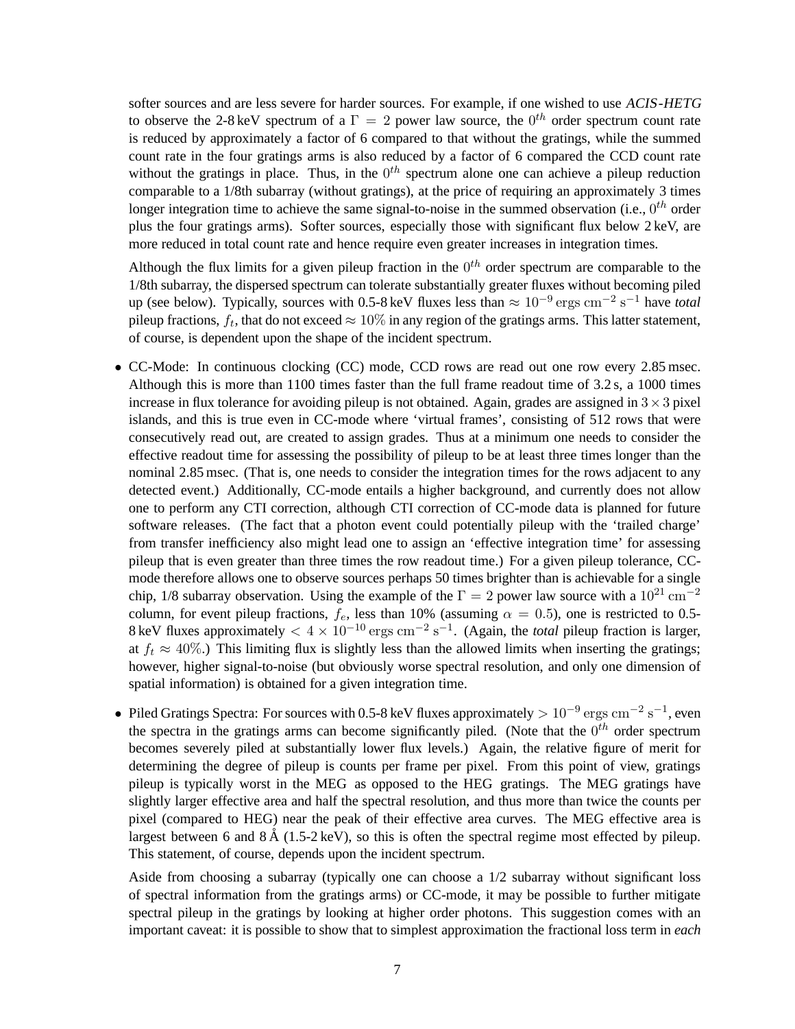softer sources and are less severe for harder sources. For example, if one wished to use *ACIS-HETG* to observe the 2-8 keV spectrum of a $\Gamma = 2$ power law source, the $0^{th}$ order spectrum count rate is reduced by approximately a factor of 6 compared to that without the gratings, while the summed count rate in the four gratings arms is also reduced by a factor of 6 compared the CCD count rate without the gratings in place. Thus, in the $0^{th}$ spectrum alone one can achieve a pileup reduction comparable to a 1/8th subarray (without gratings), at the price of requiring an approximately 3 times longer integration time to achieve the same signal-to-noise in the summed observation (i.e., $0^{th}$ order plus the four gratings arms). Softer sources, especially those with significant flux below 2 keV, are more reduced in total count rate and hence require even greater increases in integration times.

Although the flux limits for a given pileup fraction in the $0^{th}$ order spectrum are comparable to the 1/8th subarray, the dispersed spectrum can tolerate substantially greater fluxes without becoming piled up (see below). Typically, sources with 0.5-8 keV fluxes less than $\approx 10^{-9}\,\mathrm{ergs\,cm^{-2}\,s^{-1}}$ have *total* pileup fractions, $f_t$, that do not exceed $\approx 10\%$ in any region of the gratings arms. This latter statement, of course, is dependent upon the shape of the incident spectrum.

- CC-Mode: In continuous clocking (CC) mode, CCD rows are read out one row every 2.85 msec. Although this is more than 1100 times faster than the full frame readout time of 3.2 s, a 1000 times increase in flux tolerance for avoiding pileup is not obtained. Again, grades are assigned in $3 \times 3$ pixel islands, and this is true even in CC-mode where 'virtual frames', consisting of 512 rows that were consecutively read out, are created to assign grades. Thus at a minimum one needs to consider the effective readout time for assessing the possibility of pileup to be at least three times longer than the nominal 2.85 msec. (That is, one needs to consider the integration times for the rows adjacent to any detected event.) Additionally, CC-mode entails a higher background, and currently does not allow one to perform any CTI correction, although CTI correction of CC-mode data is planned for future software releases. (The fact that a photon event could potentially pileup with the 'trailed charge' from transfer inefficiency also might lead one to assign an 'effective integration time' for assessing pileup that is even greater than three times the row readout time.) For a given pileup tolerance, CC-mode therefore allows one to observe sources perhaps 50 times brighter than is achievable for a single chip, 1/8 subarray observation. Using the example of the $\Gamma = 2$ power law source with a $10^{21}\,\mathrm{cm^{-2}}$ column, for event pileup fractions, $f_e$, less than 10% (assuming $\alpha = 0.5$), one is restricted to 0.5-8 keV fluxes approximately $< 4 \times 10^{-10}\,\mathrm{ergs\,cm^{-2}\,s^{-1}}$. (Again, the *total* pileup fraction is larger, at $f_t \approx 40\%$.) This limiting flux is slightly less than the allowed limits when inserting the gratings; however, higher signal-to-noise (but obviously worse spectral resolution, and only one dimension of spatial information) is obtained for a given integration time.

- Piled Gratings Spectra: For sources with 0.5-8 keV fluxes approximately $> 10^{-9}\,\mathrm{ergs\,cm^{-2}\,s^{-1}}$, even the spectra in the gratings arms can become significantly piled. (Note that the $0^{th}$ order spectrum becomes severely piled at substantially lower flux levels.) Again, the relative figure of merit for determining the degree of pileup is counts per frame per pixel. From this point of view, gratings pileup is typically worst in the MEG as opposed to the HEG gratings. The MEG gratings have slightly larger effective area and half the spectral resolution, and thus more than twice the counts per pixel (compared to HEG) near the peak of their effective area curves. The MEG effective area is largest between 6 and 8 Å (1.5-2 keV), so this is often the spectral regime most effected by pileup. This statement, of course, depends upon the incident spectrum.

  Aside from choosing a subarray (typically one can choose a 1/2 subarray without significant loss of spectral information from the gratings arms) or CC-mode, it may be possible to further mitigate spectral pileup in the gratings by looking at higher order photons. This suggestion comes with an important caveat: it is possible to show that to simplest approximation the fractional loss term in *each*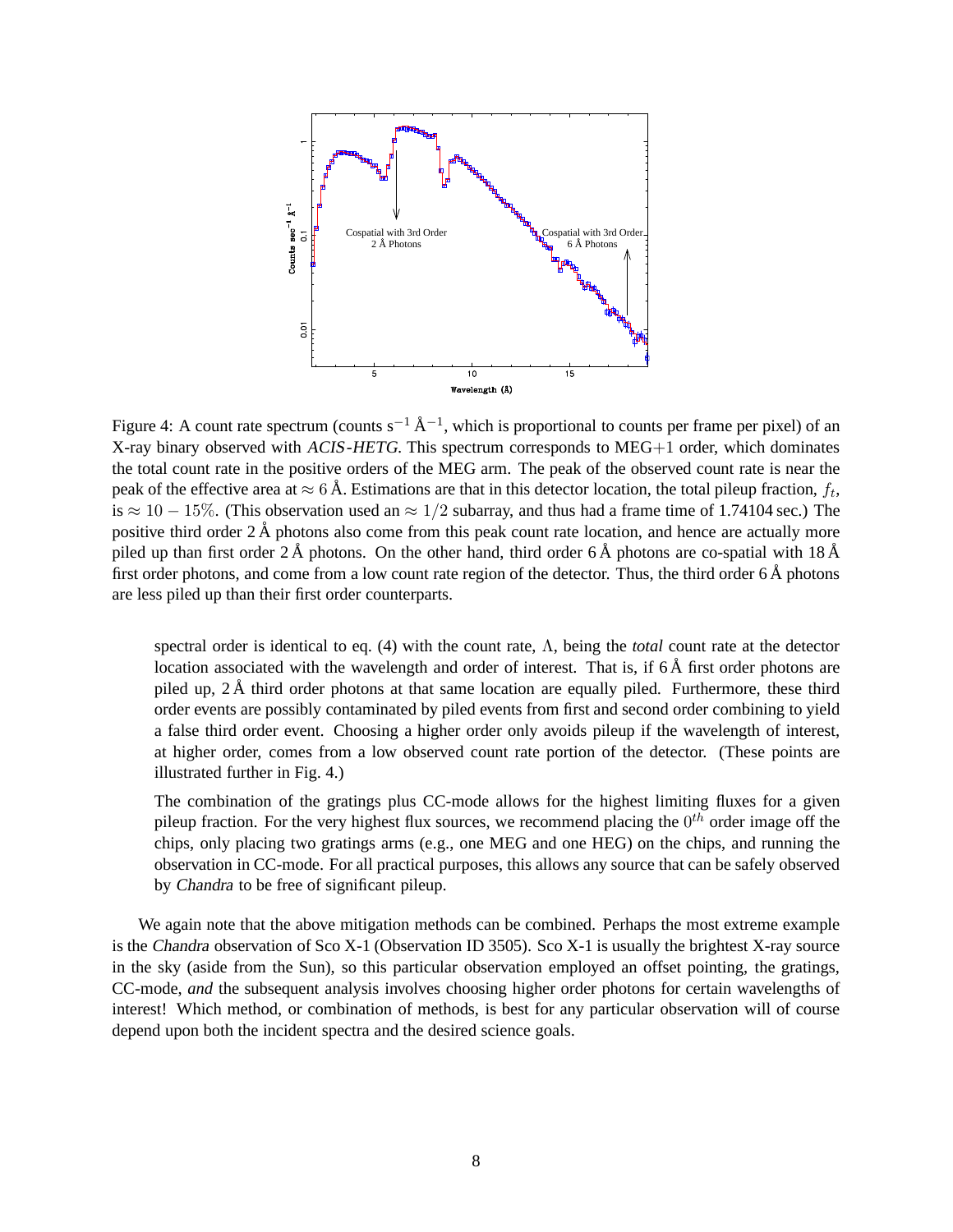Figure 4: A count rate spectrum (counts $\mathrm{s}^{-1}\,\mathrm{\AA}^{-1}$, which is proportional to counts per frame per pixel) of an X-ray binary observed with *ACIS-HETG*. This spectrum corresponds to MEG+1 order, which dominates the total count rate in the positive orders of the MEG arm. The peak of the observed count rate is near the peak of the effective area at $\approx 6$ Å. Estimations are that in this detector location, the total pileup fraction, $f_t$, is $\approx 10-15\%$. (This observation used an $\approx 1/2$ subarray, and thus had a frame time of 1.74104 sec.) The positive third order 2 Å photons also come from this peak count rate location, and hence are actually more piled up than first order 2 Å photons. On the other hand, third order 6 Å photons are co-spatial with 18 Å first order photons, and come from a low count rate region of the detector. Thus, the third order 6 Å photons are less piled up than their first order counterparts.

spectral order is identical to eq. (4) with the count rate, $\Lambda$, being the *total* count rate at the detector location associated with the wavelength and order of interest. That is, if 6 Å first order photons are piled up, 2 Å third order photons at that same location are equally piled. Furthermore, these third order events are possibly contaminated by piled events from first and second order combining to yield a false third order event. Choosing a higher order only avoids pileup if the wavelength of interest, at higher order, comes from a low observed count rate portion of the detector. (These points are illustrated further in Fig. 4.)

The combination of the gratings plus CC-mode allows for the highest limiting fluxes for a given pileup fraction. For the very highest flux sources, we recommend placing the $0^{th}$ order image off the chips, only placing two gratings arms (e.g., one MEG and one HEG) on the chips, and running the observation in CC-mode. For all practical purposes, this allows any source that can be safely observed by *Chandra* to be free of significant pileup.

We again note that the above mitigation methods can be combined. Perhaps the most extreme example is the *Chandra* observation of Sco X-1 (Observation ID 3505). Sco X-1 is usually the brightest X-ray source in the sky (aside from the Sun), so this particular observation employed an offset pointing, the gratings, CC-mode, *and* the subsequent analysis involves choosing higher order photons for certain wavelengths of interest! Which method, or combination of methods, is best for any particular observation will of course depend upon both the incident spectra and the desired science goals.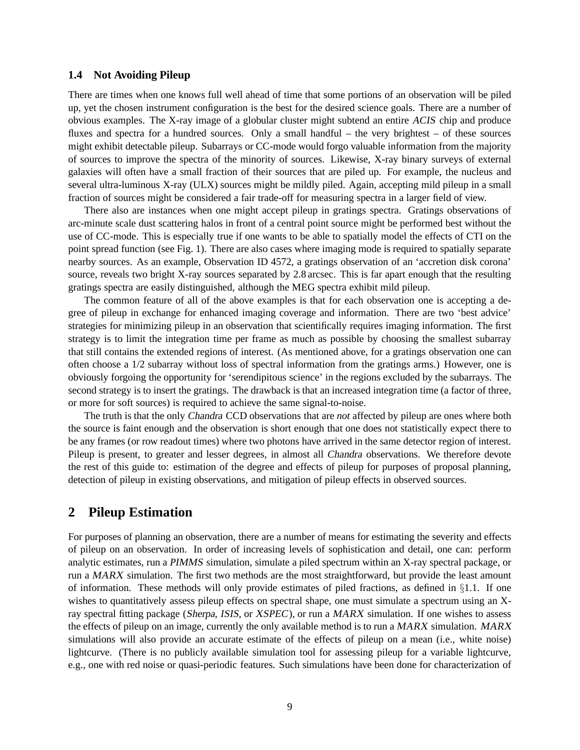### 1.4 Not Avoiding Pileup

There are times when one knows full well ahead of time that some portions of an observation will be piled up, yet the chosen instrument configuration is the best for the desired science goals. There are a number of obvious examples. The X-ray image of a globular cluster might subtend an entire *ACIS* chip and produce fluxes and spectra for a hundred sources. Only a small handful – the very brightest – of these sources might exhibit detectable pileup. Subarrays or CC-mode would forgo valuable information from the majority of sources to improve the spectra of the minority of sources. Likewise, X-ray binary surveys of external galaxies will often have a small fraction of their sources that are piled up. For example, the nucleus and several ultra-luminous X-ray (ULX) sources might be mildly piled. Again, accepting mild pileup in a small fraction of sources might be considered a fair trade-off for measuring spectra in a larger field of view.

There also are instances when one might accept pileup in gratings spectra. Gratings observations of arc-minute scale dust scattering halos in front of a central point source might be performed best without the use of CC-mode. This is especially true if one wants to be able to spatially model the effects of CTI on the point spread function (see Fig. 1). There are also cases where imaging mode is required to spatially separate nearby sources. As an example, Observation ID 4572, a gratings observation of an 'accretion disk corona' source, reveals two bright X-ray sources separated by 2.8 arcsec. This is far apart enough that the resulting gratings spectra are easily distinguished, although the MEG spectra exhibit mild pileup.

The common feature of all of the above examples is that for each observation one is accepting a degree of pileup in exchange for enhanced imaging coverage and information. There are two 'best advice' strategies for minimizing pileup in an observation that scientifically requires imaging information. The first strategy is to limit the integration time per frame as much as possible by choosing the smallest subarray that still contains the extended regions of interest. (As mentioned above, for a gratings observation one can often choose a 1/2 subarray without loss of spectral information from the gratings arms.) However, one is obviously forgoing the opportunity for 'serendipitous science' in the regions excluded by the subarrays. The second strategy is to insert the gratings. The drawback is that an increased integration time (a factor of three, or more for soft sources) is required to achieve the same signal-to-noise.

The truth is that the only *Chandra* CCD observations that are *not* affected by pileup are ones where both the source is faint enough and the observation is short enough that one does not statistically expect there to be any frames (or row readout times) where two photons have arrived in the same detector region of interest. Pileup is present, to greater and lesser degrees, in almost all *Chandra* observations. We therefore devote the rest of this guide to: estimation of the degree and effects of pileup for purposes of proposal planning, detection of pileup in existing observations, and mitigation of pileup effects in observed sources.

## 2 Pileup Estimation

For purposes of planning an observation, there are a number of means for estimating the severity and effects of pileup on an observation. In order of increasing levels of sophistication and detail, one can: perform analytic estimates, run a *PIMMS* simulation, simulate a piled spectrum within an X-ray spectral package, or run a *MARX* simulation. The first two methods are the most straightforward, but provide the least amount of information. These methods will only provide estimates of piled fractions, as defined in §1.1. If one wishes to quantitatively assess pileup effects on spectral shape, one must simulate a spectrum using an X-ray spectral fitting package (*Sherpa*, *ISIS*, or *XSPEC*), or run a *MARX* simulation. If one wishes to assess the effects of pileup on an image, currently the only available method is to run a *MARX* simulation. *MARX* simulations will also provide an accurate estimate of the effects of pileup on a mean (i.e., white noise) lightcurve. (There is no publicly available simulation tool for assessing pileup for a variable lightcurve, e.g., one with red noise or quasi-periodic features. Such simulations have been done for characterization of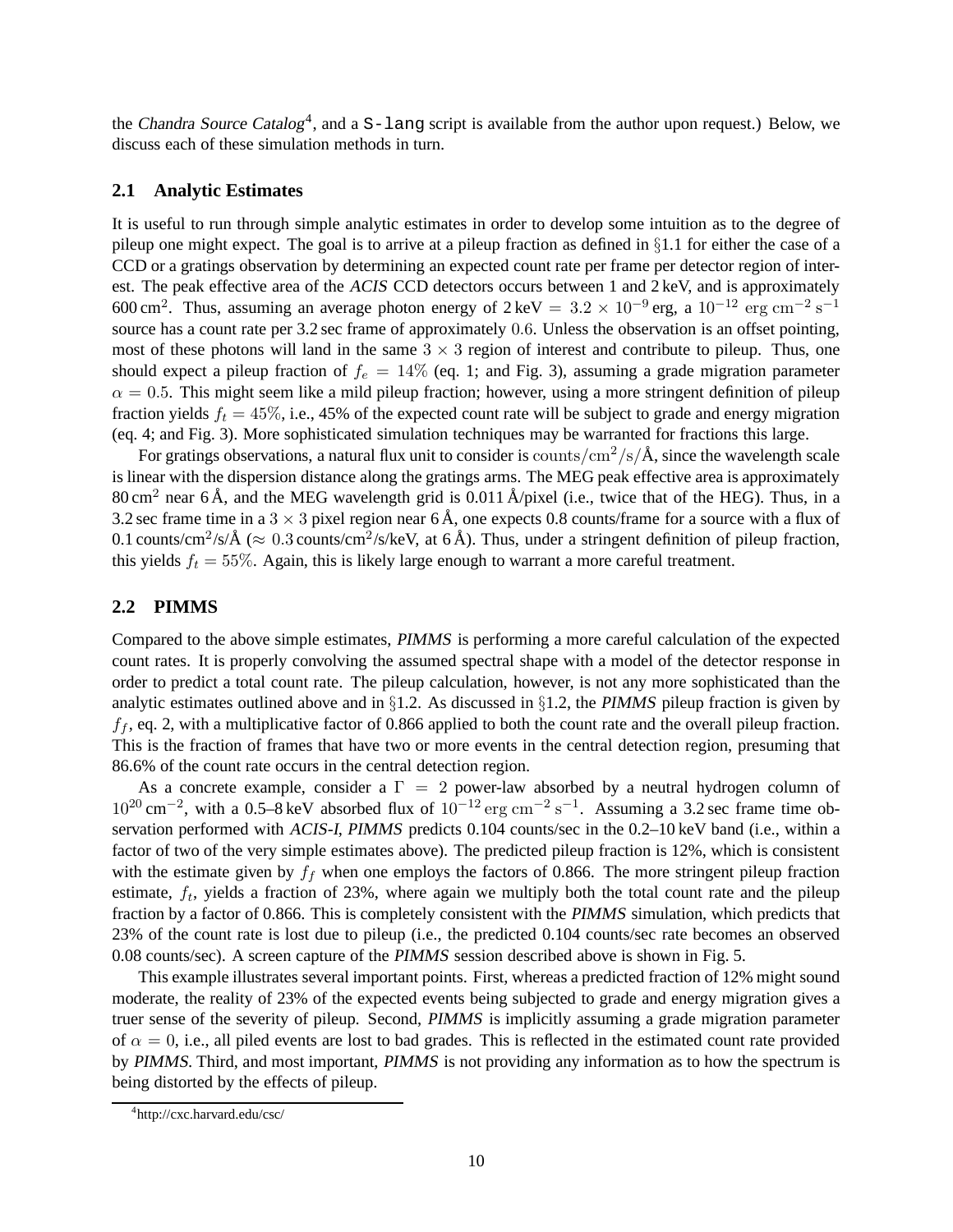the *Chandra Source Catalog*[4], and a `S-lang` script is available from the author upon request.) Below, we discuss each of these simulation methods in turn.

## 2.1 Analytic Estimates

It is useful to run through simple analytic estimates in order to develop some intuition as to the degree of pileup one might expect. The goal is to arrive at a pileup fraction as defined in §1.1 for either the case of a CCD or a gratings observation by determining an expected count rate per frame per detector region of interest. The peak effective area of the *ACIS* CCD detectors occurs between 1 and 2 keV, and is approximately 600 $\mathrm{cm}^2$. Thus, assuming an average photon energy of $2\,\mathrm{keV} = 3.2 \times 10^{-9}$ erg, a $10^{-12}\ \mathrm{erg\,cm^{-2}\,s^{-1}}$ source has a count rate per 3.2 sec frame of approximately $0.6$. Unless the observation is an offset pointing, most of these photons will land in the same $3 \times 3$ region of interest and contribute to pileup. Thus, one should expect a pileup fraction of $f_e = 14\%$ (eq. 1; and Fig. 3), assuming a grade migration parameter $\alpha = 0.5$. This might seem like a mild pileup fraction; however, using a more stringent definition of pileup fraction yields $f_t = 45\%$, i.e., 45% of the expected count rate will be subject to grade and energy migration (eq. 4; and Fig. 3). More sophisticated simulation techniques may be warranted for fractions this large.

For gratings observations, a natural flux unit to consider is $\mathrm{counts/cm^2/s/Å}$, since the wavelength scale is linear with the dispersion distance along the gratings arms. The MEG peak effective area is approximately 80 $\mathrm{cm}^2$ near 6 Å, and the MEG wavelength grid is 0.011 Å/pixel (i.e., twice that of the HEG). Thus, in a 3.2 sec frame time in a $3 \times 3$ pixel region near 6 Å, one expects 0.8 counts/frame for a source with a flux of 0.1 counts/$\mathrm{cm}^2$/s/Å ($\approx 0.3$ counts/$\mathrm{cm}^2$/s/keV, at 6 Å). Thus, under a stringent definition of pileup fraction, this yields $f_t = 55\%$. Again, this is likely large enough to warrant a more careful treatment.

## 2.2 PIMMS

Compared to the above simple estimates, *PIMMS* is performing a more careful calculation of the expected count rates. It is properly convolving the assumed spectral shape with a model of the detector response in order to predict a total count rate. The pileup calculation, however, is not any more sophisticated than the analytic estimates outlined above and in §1.2. As discussed in §1.2, the *PIMMS* pileup fraction is given by $f_f$, eq. 2, with a multiplicative factor of 0.866 applied to both the count rate and the overall pileup fraction. This is the fraction of frames that have two or more events in the central detection region, presuming that 86.6% of the count rate occurs in the central detection region.

As a concrete example, consider a $\Gamma = 2$ power-law absorbed by a neutral hydrogen column of $10^{20}\,\mathrm{cm}^{-2}$, with a 0.5–8 keV absorbed flux of $10^{-12}\,\mathrm{erg\,cm^{-2}\,s^{-1}}$. Assuming a 3.2 sec frame time observation performed with *ACIS-I*, *PIMMS* predicts 0.104 counts/sec in the 0.2–10 keV band (i.e., within a factor of two of the very simple estimates above). The predicted pileup fraction is 12%, which is consistent with the estimate given by $f_f$ when one employs the factors of 0.866. The more stringent pileup fraction estimate, $f_t$, yields a fraction of 23%, where again we multiply both the total count rate and the pileup fraction by a factor of 0.866. This is completely consistent with the *PIMMS* simulation, which predicts that 23% of the count rate is lost due to pileup (i.e., the predicted 0.104 counts/sec rate becomes an observed 0.08 counts/sec). A screen capture of the *PIMMS* session described above is shown in Fig. 5.

This example illustrates several important points. First, whereas a predicted fraction of 12% might sound moderate, the reality of 23% of the expected events being subjected to grade and energy migration gives a truer sense of the severity of pileup. Second, *PIMMS* is implicitly assuming a grade migration parameter of $\alpha = 0$, i.e., all piled events are lost to bad grades. This is reflected in the estimated count rate provided by *PIMMS*. Third, and most important, *PIMMS* is not providing any information as to how the spectrum is being distorted by the effects of pileup.

[4] http://cxc.harvard.edu/csc/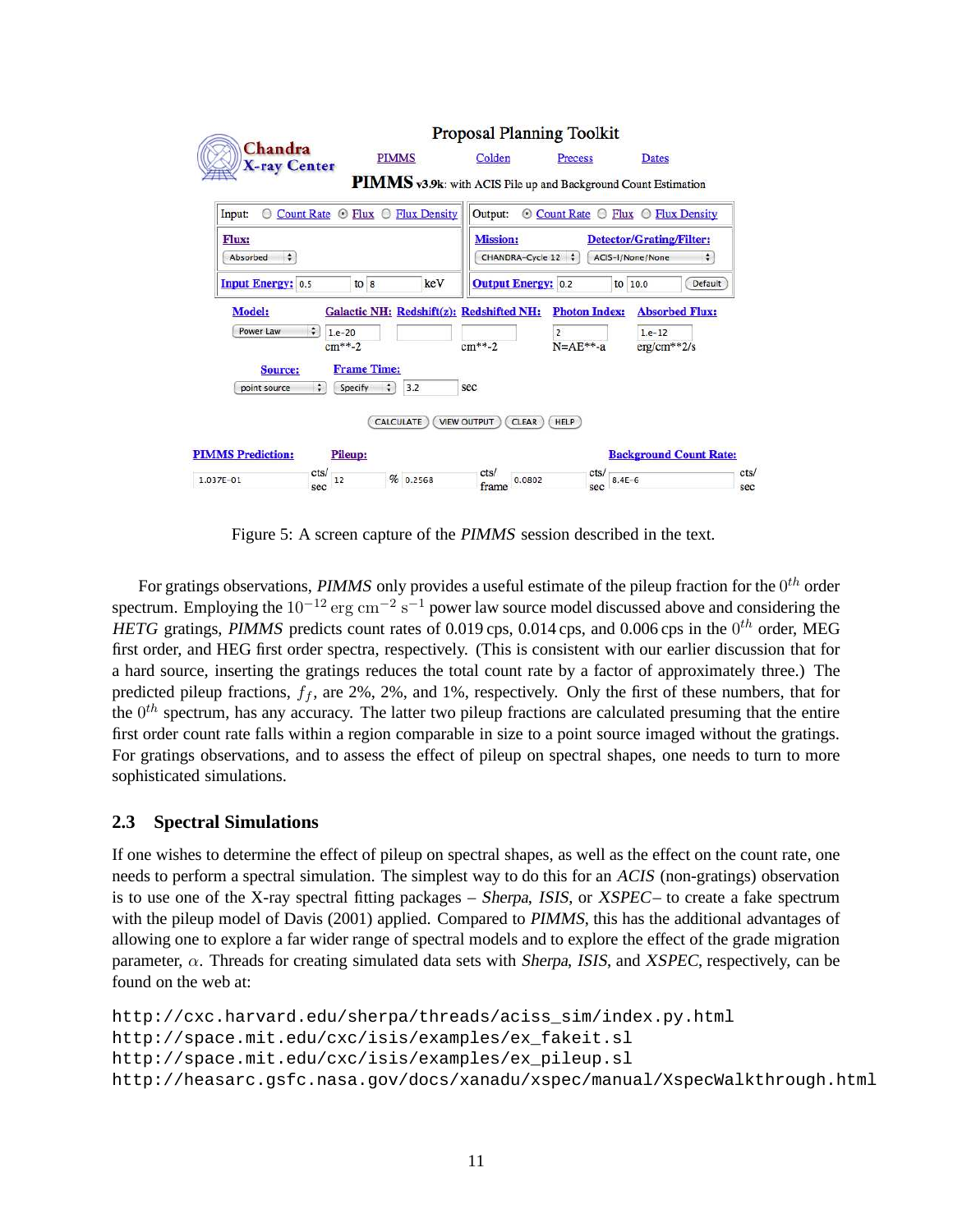Figure 5: A screen capture of the *PIMMS* session described in the text.

For gratings observations, *PIMMS* only provides a useful estimate of the pileup fraction for the $0^{th}$ order spectrum. Employing the $10^{-12}$ erg cm$^{-2}$ s$^{-1}$ power law source model discussed above and considering the *HETG* gratings, *PIMMS* predicts count rates of 0.019 cps, 0.014 cps, and 0.006 cps in the $0^{th}$ order, MEG first order, and HEG first order spectra, respectively. (This is consistent with our earlier discussion that for a hard source, inserting the gratings reduces the total count rate by a factor of approximately three.) The predicted pileup fractions, $f_f$, are 2%, 2%, and 1%, respectively. Only the first of these numbers, that for the $0^{th}$ spectrum, has any accuracy. The latter two pileup fractions are calculated presuming that the entire first order count rate falls within a region comparable in size to a point source imaged without the gratings. For gratings observations, and to assess the effect of pileup on spectral shapes, one needs to turn to more sophisticated simulations.

## 2.3 Spectral Simulations

If one wishes to determine the effect of pileup on spectral shapes, as well as the effect on the count rate, one needs to perform a spectral simulation. The simplest way to do this for an *ACIS* (non-gratings) observation is to use one of the X-ray spectral fitting packages – *Sherpa*, *ISIS*, or *XSPEC*– to create a fake spectrum with the pileup model of Davis (2001) applied. Compared to *PIMMS*, this has the additional advantages of allowing one to explore a far wider range of spectral models and to explore the effect of the grade migration parameter, $\alpha$. Threads for creating simulated data sets with *Sherpa*, *ISIS*, and *XSPEC*, respectively, can be found on the web at:

```
http://cxc.harvard.edu/sherpa/threads/aciss_sim/index.py.html
http://space.mit.edu/cxc/isis/examples/ex_fakeit.sl
http://space.mit.edu/cxc/isis/examples/ex_pileup.sl
http://heasarc.gsfc.nasa.gov/docs/xanadu/xspec/manual/XspecWalkthrough.html
```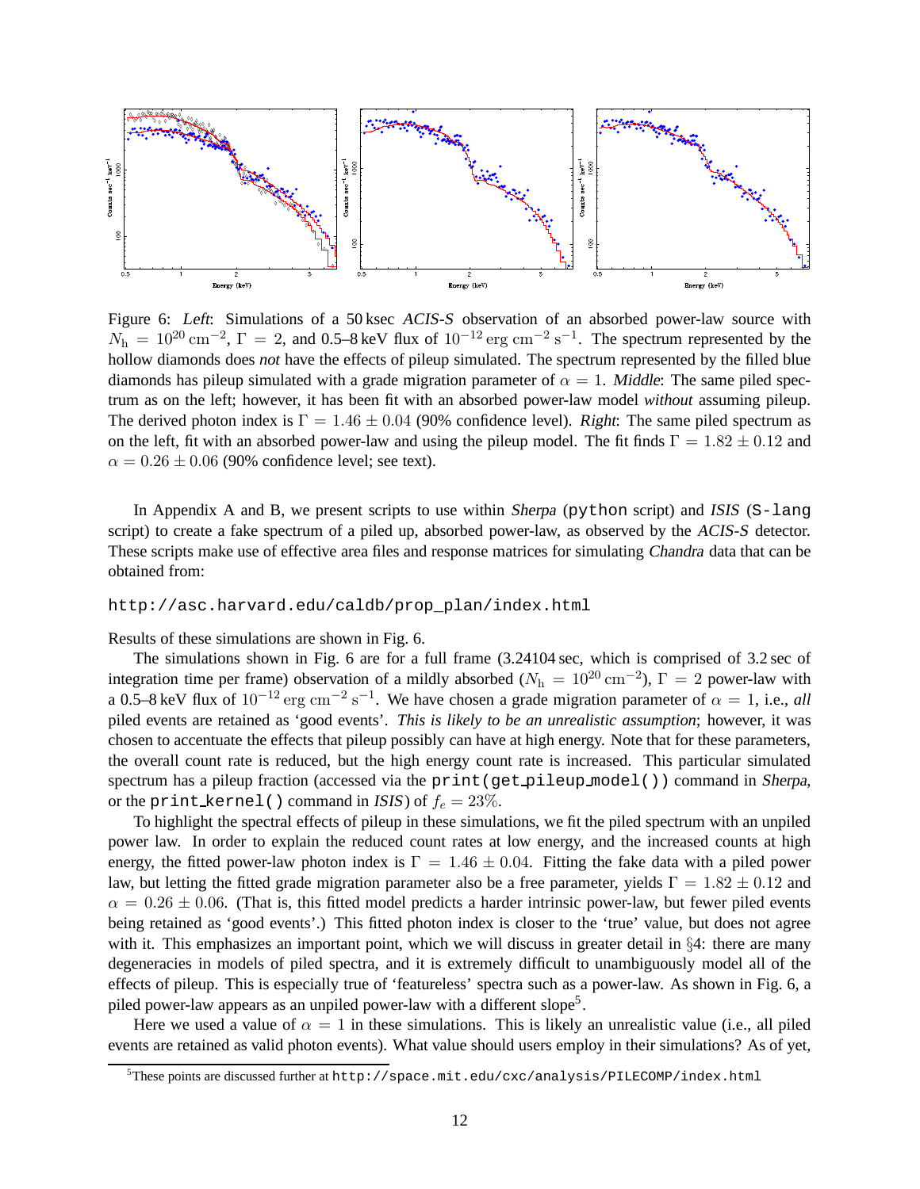Figure 6: *Left*: Simulations of a 50 ksec *ACIS-S* observation of an absorbed power-law source with $N_{\rm h} = 10^{20}\,{\rm cm}^{-2}$, $\Gamma = 2$, and 0.5–8 keV flux of $10^{-12}\,{\rm erg\,cm^{-2}\,s^{-1}}$. The spectrum represented by the hollow diamonds does *not* have the effects of pileup simulated. The spectrum represented by the filled blue diamonds has pileup simulated with a grade migration parameter of $\alpha = 1$. *Middle*: The same piled spectrum as on the left; however, it has been fit with an absorbed power-law model *without* assuming pileup. The derived photon index is $\Gamma = 1.46 \pm 0.04$ (90% confidence level). *Right*: The same piled spectrum as on the left, fit with an absorbed power-law and using the pileup model. The fit finds $\Gamma = 1.82 \pm 0.12$ and $\alpha = 0.26 \pm 0.06$ (90% confidence level; see text).

In Appendix A and B, we present scripts to use within *Sherpa* (`python` script) and *ISIS* (`S-lang` script) to create a fake spectrum of a piled up, absorbed power-law, as observed by the *ACIS-S* detector. These scripts make use of effective area files and response matrices for simulating *Chandra* data that can be obtained from:

`http://asc.harvard.edu/caldb/prop_plan/index.html`

Results of these simulations are shown in Fig. 6.

The simulations shown in Fig. 6 are for a full frame (3.24104 sec, which is comprised of 3.2 sec of integration time per frame) observation of a mildly absorbed ($N_{\rm h} = 10^{20}\,{\rm cm}^{-2}$), $\Gamma = 2$ power-law with a 0.5–8 keV flux of $10^{-12}\,{\rm erg\,cm^{-2}\,s^{-1}}$. We have chosen a grade migration parameter of $\alpha = 1$, i.e., *all* piled events are retained as 'good events'. *This is likely to be an unrealistic assumption*; however, it was chosen to accentuate the effects that pileup possibly can have at high energy. Note that for these parameters, the overall count rate is reduced, but the high energy count rate is increased. This particular simulated spectrum has a pileup fraction (accessed via the `print(get_pileup_model())` command in *Sherpa*, or the `print_kernel()` command in *ISIS*) of $f_e = 23\%$.

To highlight the spectral effects of pileup in these simulations, we fit the piled spectrum with an unpiled power law. In order to explain the reduced count rates at low energy, and the increased counts at high energy, the fitted power-law photon index is $\Gamma = 1.46 \pm 0.04$. Fitting the fake data with a piled power law, but letting the fitted grade migration parameter also be a free parameter, yields $\Gamma = 1.82 \pm 0.12$ and $\alpha = 0.26 \pm 0.06$. (That is, this fitted model predicts a harder intrinsic power-law, but fewer piled events being retained as 'good events'.) This fitted photon index is closer to the 'true' value, but does not agree with it. This emphasizes an important point, which we will discuss in greater detail in §4: there are many degeneracies in models of piled spectra, and it is extremely difficult to unambiguously model all of the effects of pileup. This is especially true of 'featureless' spectra such as a power-law. As shown in Fig. 6, a piled power-law appears as an unpiled power-law with a different slope[5].

Here we used a value of $\alpha = 1$ in these simulations. This is likely an unrealistic value (i.e., all piled events are retained as valid photon events). What value should users employ in their simulations? As of yet,

[5]These points are discussed further at `http://space.mit.edu/cxc/analysis/PILECOMP/index.html`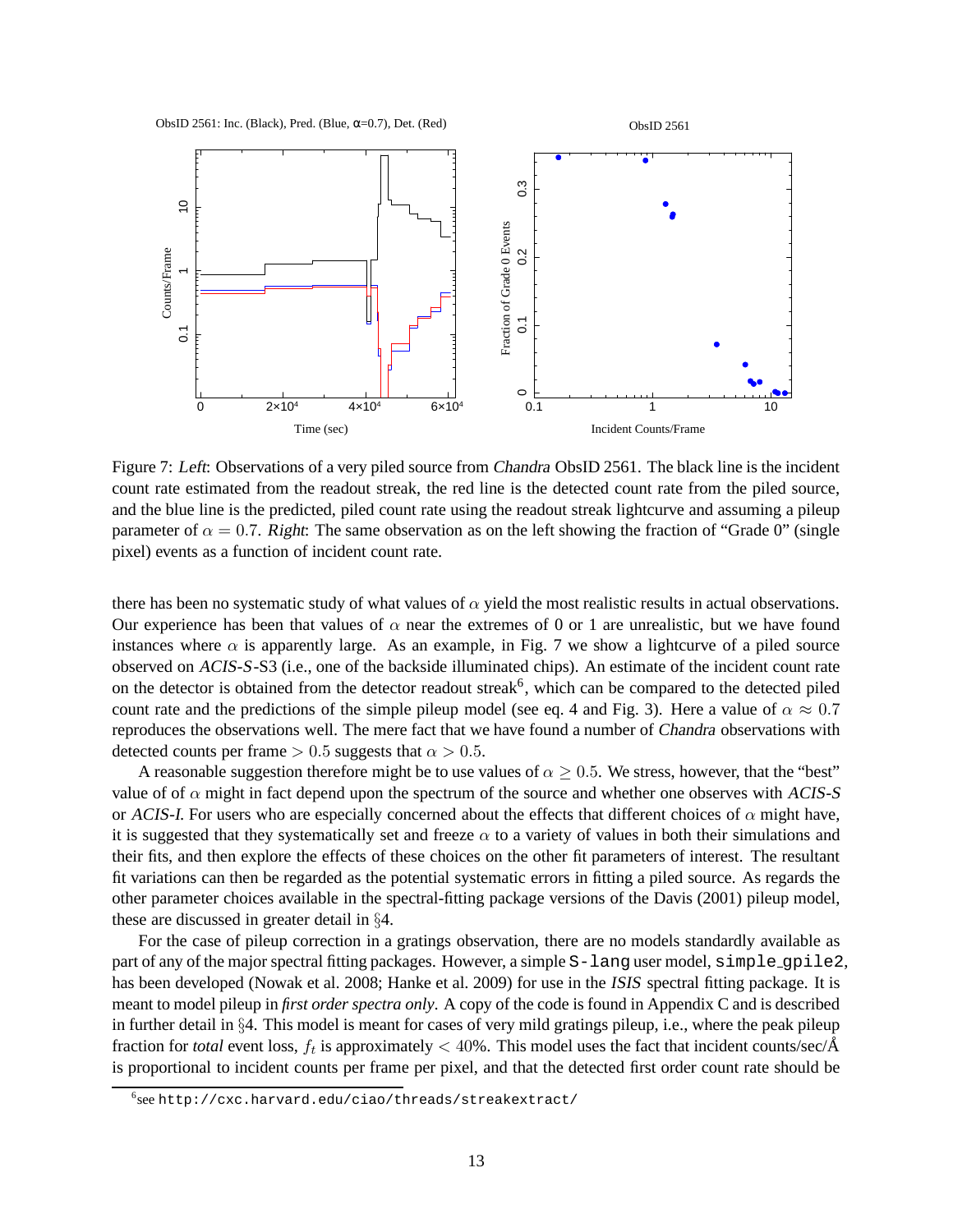Figure 7: *Left*: Observations of a very piled source from *Chandra* ObsID 2561. The black line is the incident count rate estimated from the readout streak, the red line is the detected count rate from the piled source, and the blue line is the predicted, piled count rate using the readout streak lightcurve and assuming a pileup parameter of $\alpha = 0.7$. *Right*: The same observation as on the left showing the fraction of "Grade 0" (single pixel) events as a function of incident count rate.

there has been no systematic study of what values of $\alpha$ yield the most realistic results in actual observations. Our experience has been that values of $\alpha$ near the extremes of 0 or 1 are unrealistic, but we have found instances where $\alpha$ is apparently large. As an example, in Fig. 7 we show a lightcurve of a piled source observed on *ACIS-S*-S3 (i.e., one of the backside illuminated chips). An estimate of the incident count rate on the detector is obtained from the detector readout streak[6], which can be compared to the detected piled count rate and the predictions of the simple pileup model (see eq. 4 and Fig. 3). Here a value of $\alpha \approx 0.7$ reproduces the observations well. The mere fact that we have found a number of *Chandra* observations with detected counts per frame $> 0.5$ suggests that $\alpha > 0.5$.

A reasonable suggestion therefore might be to use values of $\alpha \geq 0.5$. We stress, however, that the "best" value of of $\alpha$ might in fact depend upon the spectrum of the source and whether one observes with *ACIS-S* or *ACIS-I*. For users who are especially concerned about the effects that different choices of $\alpha$ might have, it is suggested that they systematically set and freeze $\alpha$ to a variety of values in both their simulations and their fits, and then explore the effects of these choices on the other fit parameters of interest. The resultant fit variations can then be regarded as the potential systematic errors in fitting a piled source. As regards the other parameter choices available in the spectral-fitting package versions of the Davis (2001) pileup model, these are discussed in greater detail in §4.

For the case of pileup correction in a gratings observation, there are no models standardly available as part of any of the major spectral fitting packages. However, a simple `S-lang` user model, `simple_gpile2`, has been developed (Nowak et al. 2008; Hanke et al. 2009) for use in the *ISIS* spectral fitting package. It is meant to model pileup in *first order spectra only*. A copy of the code is found in Appendix C and is described in further detail in §4. This model is meant for cases of very mild gratings pileup, i.e., where the peak pileup fraction for *total* event loss, $f_t$ is approximately $< 40\%$. This model uses the fact that incident counts/sec/Å is proportional to incident counts per frame per pixel, and that the detected first order count rate should be

[6] see `http://cxc.harvard.edu/ciao/threads/streakextract/`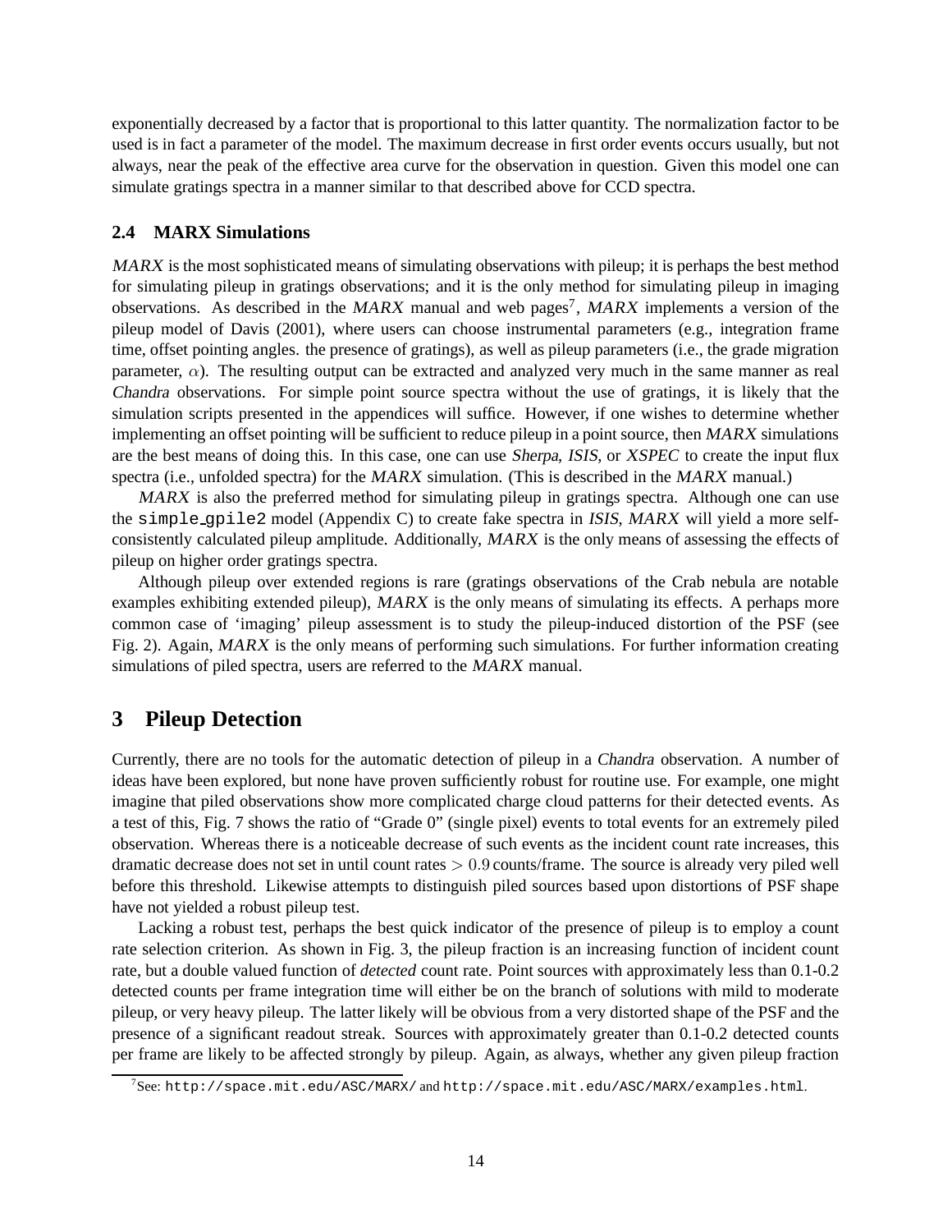exponentially decreased by a factor that is proportional to this latter quantity. The normalization factor to be used is in fact a parameter of the model. The maximum decrease in first order events occurs usually, but not always, near the peak of the effective area curve for the observation in question. Given this model one can simulate gratings spectra in a manner similar to that described above for CCD spectra.

### 2.4 MARX Simulations

*MARX* is the most sophisticated means of simulating observations with pileup; it is perhaps the best method for simulating pileup in gratings observations; and it is the only method for simulating pileup in imaging observations. As described in the *MARX* manual and web pages[7], *MARX* implements a version of the pileup model of Davis (2001), where users can choose instrumental parameters (e.g., integration frame time, offset pointing angles. the presence of gratings), as well as pileup parameters (i.e., the grade migration parameter, $\alpha$). The resulting output can be extracted and analyzed very much in the same manner as real *Chandra* observations. For simple point source spectra without the use of gratings, it is likely that the simulation scripts presented in the appendices will suffice. However, if one wishes to determine whether implementing an offset pointing will be sufficient to reduce pileup in a point source, then *MARX* simulations are the best means of doing this. In this case, one can use *Sherpa*, *ISIS*, or *XSPEC* to create the input flux spectra (i.e., unfolded spectra) for the *MARX* simulation. (This is described in the *MARX* manual.)

*MARX* is also the preferred method for simulating pileup in gratings spectra. Although one can use the `simple_gpile2` model (Appendix C) to create fake spectra in *ISIS*, *MARX* will yield a more self-consistently calculated pileup amplitude. Additionally, *MARX* is the only means of assessing the effects of pileup on higher order gratings spectra.

Although pileup over extended regions is rare (gratings observations of the Crab nebula are notable examples exhibiting extended pileup), *MARX* is the only means of simulating its effects. A perhaps more common case of 'imaging' pileup assessment is to study the pileup-induced distortion of the PSF (see Fig. 2). Again, *MARX* is the only means of performing such simulations. For further information creating simulations of piled spectra, users are referred to the *MARX* manual.

## 3 Pileup Detection

Currently, there are no tools for the automatic detection of pileup in a *Chandra* observation. A number of ideas have been explored, but none have proven sufficiently robust for routine use. For example, one might imagine that piled observations show more complicated charge cloud patterns for their detected events. As a test of this, Fig. 7 shows the ratio of "Grade 0" (single pixel) events to total events for an extremely piled observation. Whereas there is a noticeable decrease of such events as the incident count rate increases, this dramatic decrease does not set in until count rates $> 0.9$ counts/frame. The source is already very piled well before this threshold. Likewise attempts to distinguish piled sources based upon distortions of PSF shape have not yielded a robust pileup test.

Lacking a robust test, perhaps the best quick indicator of the presence of pileup is to employ a count rate selection criterion. As shown in Fig. 3, the pileup fraction is an increasing function of incident count rate, but a double valued function of *detected* count rate. Point sources with approximately less than 0.1-0.2 detected counts per frame integration time will either be on the branch of solutions with mild to moderate pileup, or very heavy pileup. The latter likely will be obvious from a very distorted shape of the PSF and the presence of a significant readout streak. Sources with approximately greater than 0.1-0.2 detected counts per frame are likely to be affected strongly by pileup. Again, as always, whether any given pileup fraction

[7] See: `http://space.mit.edu/ASC/MARX/` and `http://space.mit.edu/ASC/MARX/examples.html`.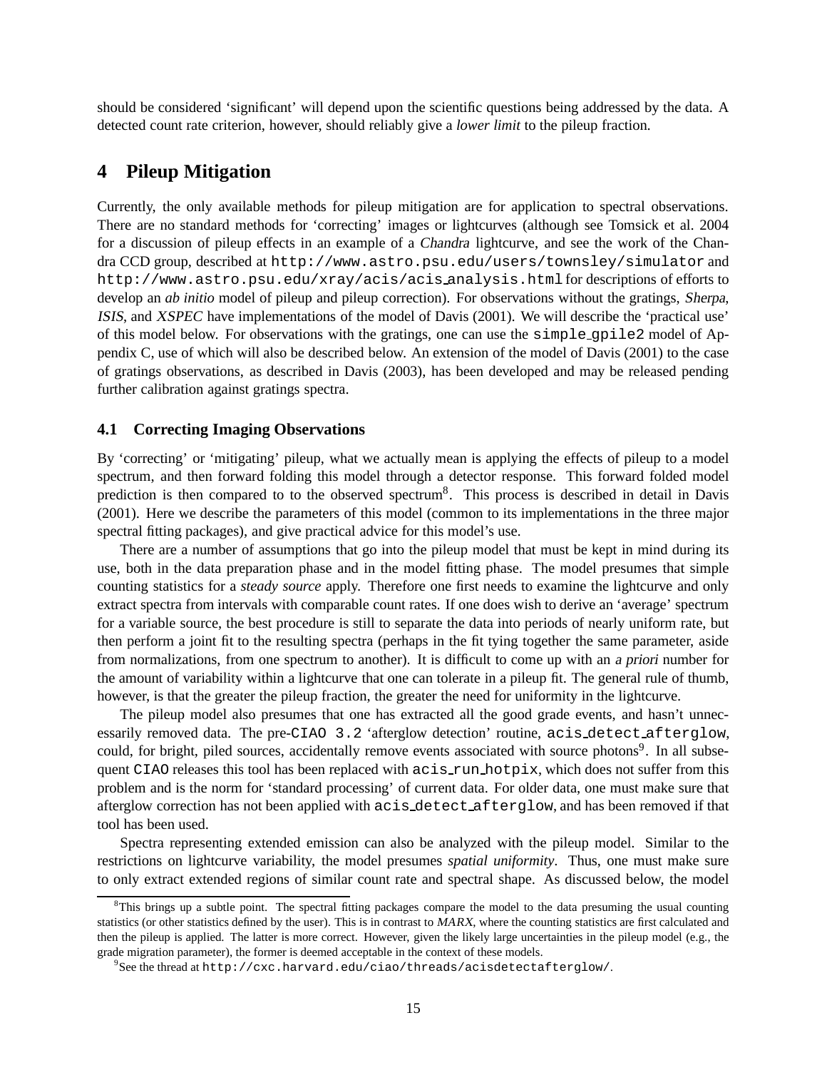should be considered 'significant' will depend upon the scientific questions being addressed by the data. A detected count rate criterion, however, should reliably give a *lower limit* to the pileup fraction.

## 4 Pileup Mitigation

Currently, the only available methods for pileup mitigation are for application to spectral observations. There are no standard methods for 'correcting' images or lightcurves (although see Tomsick et al. 2004 for a discussion of pileup effects in an example of a *Chandra* lightcurve, and see the work of the Chandra CCD group, described at `http://www.astro.psu.edu/users/townsley/simulator` and `http://www.astro.psu.edu/xray/acis/acis_analysis.html` for descriptions of efforts to develop an *ab initio* model of pileup and pileup correction). For observations without the gratings, *Sherpa*, *ISIS*, and *XSPEC* have implementations of the model of Davis (2001). We will describe the 'practical use' of this model below. For observations with the gratings, one can use the `simple_gpile2` model of Appendix C, use of which will also be described below. An extension of the model of Davis (2001) to the case of gratings observations, as described in Davis (2003), has been developed and may be released pending further calibration against gratings spectra.

### 4.1 Correcting Imaging Observations

By 'correcting' or 'mitigating' pileup, what we actually mean is applying the effects of pileup to a model spectrum, and then forward folding this model through a detector response. This forward folded model prediction is then compared to to the observed spectrum[8]. This process is described in detail in Davis (2001). Here we describe the parameters of this model (common to its implementations in the three major spectral fitting packages), and give practical advice for this model's use.

There are a number of assumptions that go into the pileup model that must be kept in mind during its use, both in the data preparation phase and in the model fitting phase. The model presumes that simple counting statistics for a *steady source* apply. Therefore one first needs to examine the lightcurve and only extract spectra from intervals with comparable count rates. If one does wish to derive an 'average' spectrum for a variable source, the best procedure is still to separate the data into periods of nearly uniform rate, but then perform a joint fit to the resulting spectra (perhaps in the fit tying together the same parameter, aside from normalizations, from one spectrum to another). It is difficult to come up with an *a priori* number for the amount of variability within a lightcurve that one can tolerate in a pileup fit. The general rule of thumb, however, is that the greater the pileup fraction, the greater the need for uniformity in the lightcurve.

The pileup model also presumes that one has extracted all the good grade events, and hasn't unnecessarily removed data. The pre-`CIAO 3.2` 'afterglow detection' routine, `acis_detect_afterglow`, could, for bright, piled sources, accidentally remove events associated with source photons[9]. In all subsequent `CIAO` releases this tool has been replaced with `acis_run_hotpix`, which does not suffer from this problem and is the norm for 'standard processing' of current data. For older data, one must make sure that afterglow correction has not been applied with `acis_detect_afterglow`, and has been removed if that tool has been used.

Spectra representing extended emission can also be analyzed with the pileup model. Similar to the restrictions on lightcurve variability, the model presumes *spatial uniformity*. Thus, one must make sure to only extract extended regions of similar count rate and spectral shape. As discussed below, the model

[8] This brings up a subtle point. The spectral fitting packages compare the model to the data presuming the usual counting statistics (or other statistics defined by the user). This is in contrast to *MARX*, where the counting statistics are first calculated and then the pileup is applied. The latter is more correct. However, given the likely large uncertainties in the pileup model (e.g., the grade migration parameter), the former is deemed acceptable in the context of these models.

[9] See the thread at `http://cxc.harvard.edu/ciao/threads/acisdetectafterglow/`.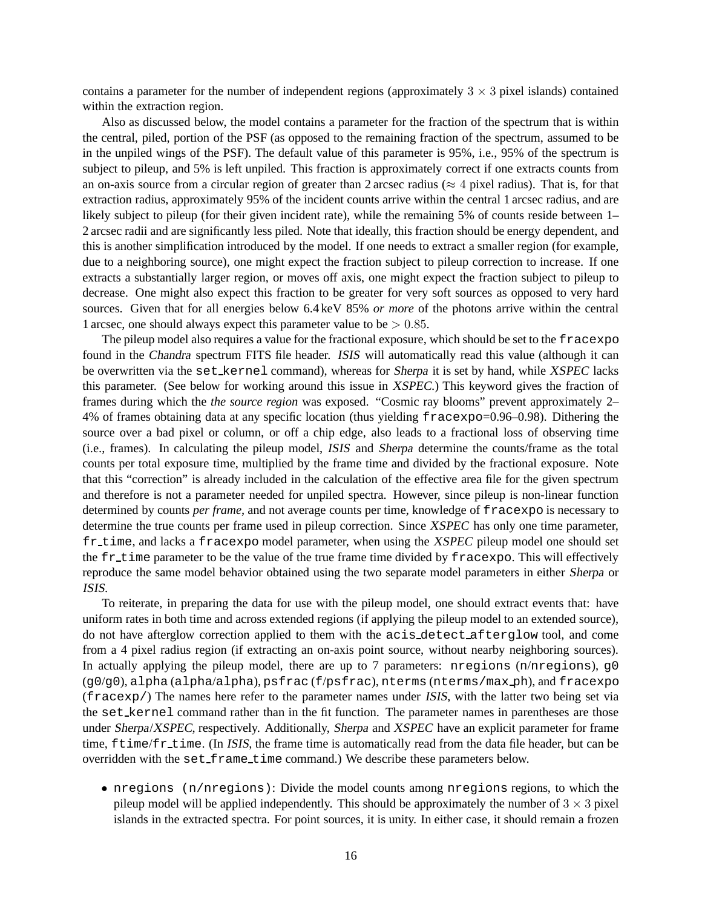contains a parameter for the number of independent regions (approximately $3 \times 3$ pixel islands) contained within the extraction region.

Also as discussed below, the model contains a parameter for the fraction of the spectrum that is within the central, piled, portion of the PSF (as opposed to the remaining fraction of the spectrum, assumed to be in the unpiled wings of the PSF). The default value of this parameter is 95%, i.e., 95% of the spectrum is subject to pileup, and 5% is left unpiled. This fraction is approximately correct if one extracts counts from an on-axis source from a circular region of greater than 2 arcsec radius ($\approx 4$ pixel radius). That is, for that extraction radius, approximately 95% of the incident counts arrive within the central 1 arcsec radius, and are likely subject to pileup (for their given incident rate), while the remaining 5% of counts reside between 1–2 arcsec radii and are significantly less piled. Note that ideally, this fraction should be energy dependent, and this is another simplification introduced by the model. If one needs to extract a smaller region (for example, due to a neighboring source), one might expect the fraction subject to pileup correction to increase. If one extracts a substantially larger region, or moves off axis, one might expect the fraction subject to pileup to decrease. One might also expect this fraction to be greater for very soft sources as opposed to very hard sources. Given that for all energies below 6.4 keV 85% *or more* of the photons arrive within the central 1 arcsec, one should always expect this parameter value to be $> 0.85$.

The pileup model also requires a value for the fractional exposure, which should be set to the `fracexpo` found in the *Chandra* spectrum FITS file header. *ISIS* will automatically read this value (although it can be overwritten via the `set_kernel` command), whereas for *Sherpa* it is set by hand, while *XSPEC* lacks this parameter. (See below for working around this issue in *XSPEC*.) This keyword gives the fraction of frames during which the *the source region* was exposed. "Cosmic ray blooms" prevent approximately 2–4% of frames obtaining data at any specific location (thus yielding `fracexpo`=0.96–0.98). Dithering the source over a bad pixel or column, or off a chip edge, also leads to a fractional loss of observing time (i.e., frames). In calculating the pileup model, *ISIS* and *Sherpa* determine the counts/frame as the total counts per total exposure time, multiplied by the frame time and divided by the fractional exposure. Note that this "correction" is already included in the calculation of the effective area file for the given spectrum and therefore is not a parameter needed for unpiled spectra. However, since pileup is non-linear function determined by counts *per frame*, and not average counts per time, knowledge of `fracexpo` is necessary to determine the true counts per frame used in pileup correction. Since *XSPEC* has only one time parameter, `fr_time`, and lacks a `fracexpo` model parameter, when using the *XSPEC* pileup model one should set the `fr_time` parameter to be the value of the true frame time divided by `fracexpo`. This will effectively reproduce the same model behavior obtained using the two separate model parameters in either *Sherpa* or *ISIS*.

To reiterate, in preparing the data for use with the pileup model, one should extract events that: have uniform rates in both time and across extended regions (if applying the pileup model to an extended source), do not have afterglow correction applied to them with the `acis_detect_afterglow` tool, and come from a 4 pixel radius region (if extracting an on-axis point source, without nearby neighboring sources). In actually applying the pileup model, there are up to 7 parameters: `nregions` (`n`/`nregions`), `g0` (`g0`/`g0`), `alpha` (`alpha`/`alpha`), `psfrac` (`f`/`psfrac`), `nterms` (`nterms`/`max_ph`), and `fracexpo` (`fracexp`/) The names here refer to the parameter names under *ISIS*, with the latter two being set via the `set_kernel` command rather than in the fit function. The parameter names in parentheses are those under *Sherpa*/*XSPEC*, respectively. Additionally, *Sherpa* and *XSPEC* have an explicit parameter for frame time, `ftime`/`fr_time`. (In *ISIS*, the frame time is automatically read from the data file header, but can be overridden with the `set_frame_time` command.) We describe these parameters below.

- `nregions (n/nregions)`: Divide the model counts among `nregions` regions, to which the pileup model will be applied independently. This should be approximately the number of $3 \times 3$ pixel islands in the extracted spectra. For point sources, it is unity. In either case, it should remain a frozen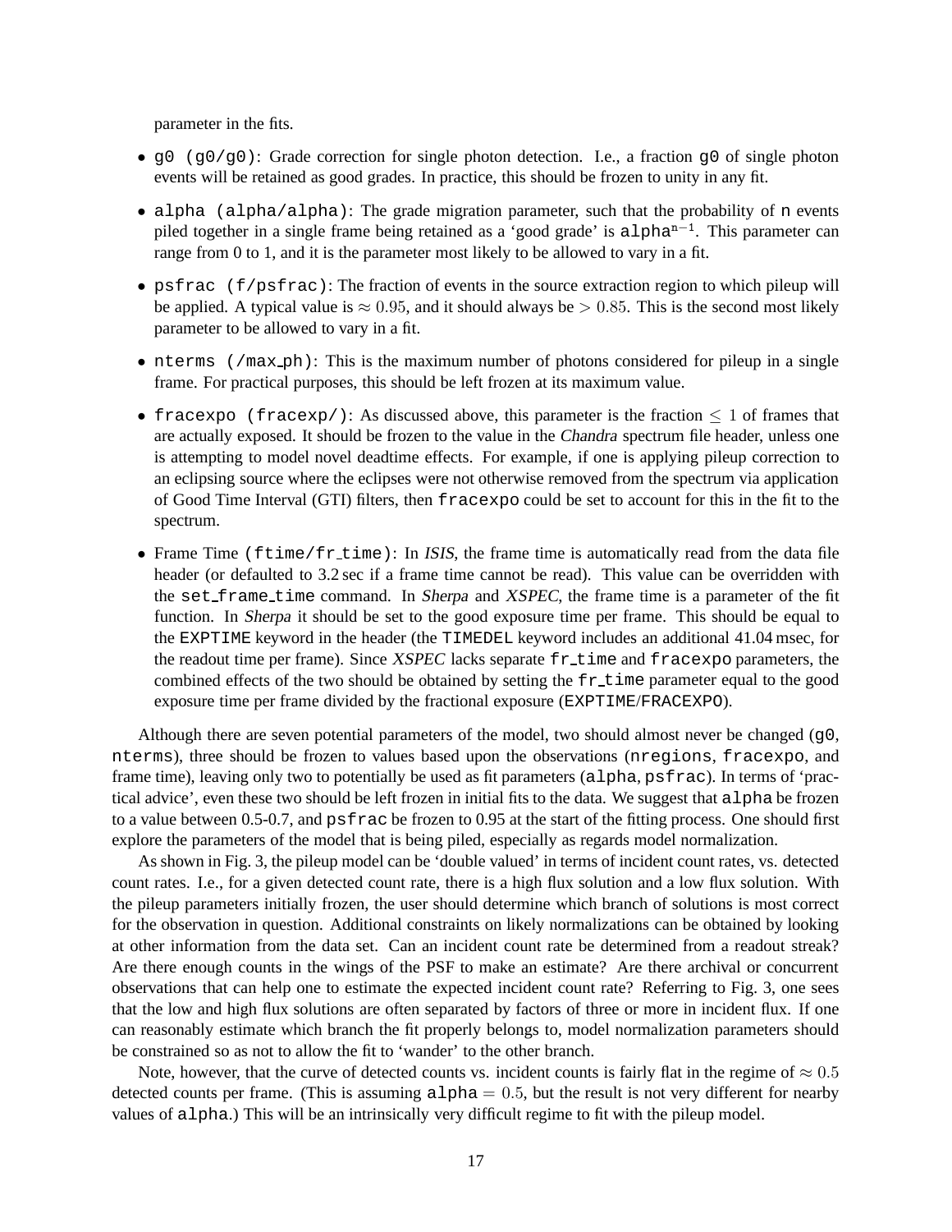parameter in the fits.

- `g0 (g0/g0)`: Grade correction for single photon detection. I.e., a fraction `g0` of single photon events will be retained as good grades. In practice, this should be frozen to unity in any fit.
- `alpha (alpha/alpha)`: The grade migration parameter, such that the probability of `n` events piled together in a single frame being retained as a 'good grade' is $\texttt{alpha}^{\texttt{n}-1}$. This parameter can range from 0 to 1, and it is the parameter most likely to be allowed to vary in a fit.
- `psfrac (f/psfrac)`: The fraction of events in the source extraction region to which pileup will be applied. A typical value is $\approx 0.95$, and it should always be $> 0.85$. This is the second most likely parameter to be allowed to vary in a fit.
- `nterms (/max_ph)`: This is the maximum number of photons considered for pileup in a single frame. For practical purposes, this should be left frozen at its maximum value.
- `fracexpo (fracexp/)`: As discussed above, this parameter is the fraction $\leq 1$ of frames that are actually exposed. It should be frozen to the value in the *Chandra* spectrum file header, unless one is attempting to model novel deadtime effects. For example, if one is applying pileup correction to an eclipsing source where the eclipses were not otherwise removed from the spectrum via application of Good Time Interval (GTI) filters, then `fracexpo` could be set to account for this in the fit to the spectrum.
- Frame Time (`ftime/fr_time`): In *ISIS*, the frame time is automatically read from the data file header (or defaulted to 3.2 sec if a frame time cannot be read). This value can be overridden with the `set_frame_time` command. In *Sherpa* and *XSPEC*, the frame time is a parameter of the fit function. In *Sherpa* it should be set to the good exposure time per frame. This should be equal to the `EXPTIME` keyword in the header (the `TIMEDEL` keyword includes an additional 41.04 msec, for the readout time per frame). Since *XSPEC* lacks separate `fr_time` and `fracexpo` parameters, the combined effects of the two should be obtained by setting the `fr_time` parameter equal to the good exposure time per frame divided by the fractional exposure (`EXPTIME`/`FRACEXPO`).

Although there are seven potential parameters of the model, two should almost never be changed (`g0`, `nterms`), three should be frozen to values based upon the observations (`nregions`, `fracexpo`, and frame time), leaving only two to potentially be used as fit parameters (`alpha`, `psfrac`). In terms of 'practical advice', even these two should be left frozen in initial fits to the data. We suggest that `alpha` be frozen to a value between 0.5-0.7, and `psfrac` be frozen to 0.95 at the start of the fitting process. One should first explore the parameters of the model that is being piled, especially as regards model normalization.

As shown in Fig. 3, the pileup model can be 'double valued' in terms of incident count rates, vs. detected count rates. I.e., for a given detected count rate, there is a high flux solution and a low flux solution. With the pileup parameters initially frozen, the user should determine which branch of solutions is most correct for the observation in question. Additional constraints on likely normalizations can be obtained by looking at other information from the data set. Can an incident count rate be determined from a readout streak? Are there enough counts in the wings of the PSF to make an estimate? Are there archival or concurrent observations that can help one to estimate the expected incident count rate? Referring to Fig. 3, one sees that the low and high flux solutions are often separated by factors of three or more in incident flux. If one can reasonably estimate which branch the fit properly belongs to, model normalization parameters should be constrained so as not to allow the fit to 'wander' to the other branch.

Note, however, that the curve of detected counts vs. incident counts is fairly flat in the regime of $\approx 0.5$ detected counts per frame. (This is assuming $\texttt{alpha} = 0.5$, but the result is not very different for nearby values of `alpha`.) This will be an intrinsically very difficult regime to fit with the pileup model.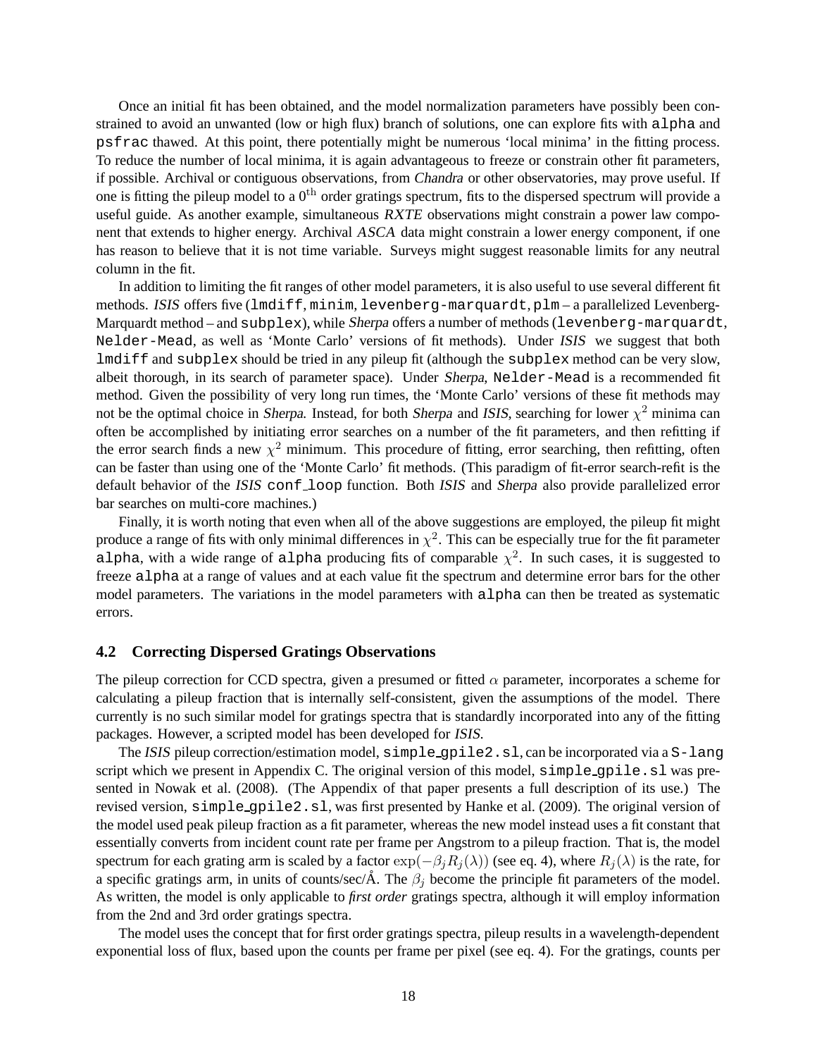Once an initial fit has been obtained, and the model normalization parameters have possibly been constrained to avoid an unwanted (low or high flux) branch of solutions, one can explore fits with `alpha` and `psfrac` thawed. At this point, there potentially might be numerous 'local minima' in the fitting process. To reduce the number of local minima, it is again advantageous to freeze or constrain other fit parameters, if possible. Archival or contiguous observations, from *Chandra* or other observatories, may prove useful. If one is fitting the pileup model to a $0^{\rm th}$ order gratings spectrum, fits to the dispersed spectrum will provide a useful guide. As another example, simultaneous *RXTE* observations might constrain a power law component that extends to higher energy. Archival *ASCA* data might constrain a lower energy component, if one has reason to believe that it is not time variable. Surveys might suggest reasonable limits for any neutral column in the fit.

In addition to limiting the fit ranges of other model parameters, it is also useful to use several different fit methods. *ISIS* offers five (`lmdiff`, `minim`, `levenberg-marquardt`, `plm` – a parallelized Levenberg-Marquardt method – and `subplex`), while *Sherpa* offers a number of methods (`levenberg-marquardt`, `Nelder-Mead`, as well as 'Monte Carlo' versions of fit methods). Under *ISIS* we suggest that both `lmdiff` and `subplex` should be tried in any pileup fit (although the `subplex` method can be very slow, albeit thorough, in its search of parameter space). Under *Sherpa*, `Nelder-Mead` is a recommended fit method. Given the possibility of very long run times, the 'Monte Carlo' versions of these fit methods may not be the optimal choice in *Sherpa*. Instead, for both *Sherpa* and *ISIS*, searching for lower $\chi^2$ minima can often be accomplished by initiating error searches on a number of the fit parameters, and then refitting if the error search finds a new $\chi^2$ minimum. This procedure of fitting, error searching, then refitting, often can be faster than using one of the 'Monte Carlo' fit methods. (This paradigm of fit-error search-refit is the default behavior of the *ISIS* `conf_loop` function. Both *ISIS* and *Sherpa* also provide parallelized error bar searches on multi-core machines.)

Finally, it is worth noting that even when all of the above suggestions are employed, the pileup fit might produce a range of fits with only minimal differences in $\chi^2$. This can be especially true for the fit parameter `alpha`, with a wide range of `alpha` producing fits of comparable $\chi^2$. In such cases, it is suggested to freeze `alpha` at a range of values and at each value fit the spectrum and determine error bars for the other model parameters. The variations in the model parameters with `alpha` can then be treated as systematic errors.

### 4.2 Correcting Dispersed Gratings Observations

The pileup correction for CCD spectra, given a presumed or fitted $\alpha$ parameter, incorporates a scheme for calculating a pileup fraction that is internally self-consistent, given the assumptions of the model. There currently is no such similar model for gratings spectra that is standardly incorporated into any of the fitting packages. However, a scripted model has been developed for *ISIS*.

The *ISIS* pileup correction/estimation model, `simple_gpile2.sl`, can be incorporated via a `S-lang` script which we present in Appendix C. The original version of this model, `simple_gpile.sl` was presented in Nowak et al. (2008). (The Appendix of that paper presents a full description of its use.) The revised version, `simple_gpile2.sl`, was first presented by Hanke et al. (2009). The original version of the model used peak pileup fraction as a fit parameter, whereas the new model instead uses a fit constant that essentially converts from incident count rate per frame per Angstrom to a pileup fraction. That is, the model spectrum for each grating arm is scaled by a factor $\exp(-\beta_j R_j(\lambda))$ (see eq. 4), where $R_j(\lambda)$ is the rate, for a specific gratings arm, in units of counts/sec/Å. The $\beta_j$ become the principle fit parameters of the model. As written, the model is only applicable to *first order* gratings spectra, although it will employ information from the 2nd and 3rd order gratings spectra.

The model uses the concept that for first order gratings spectra, pileup results in a wavelength-dependent exponential loss of flux, based upon the counts per frame per pixel (see eq. 4). For the gratings, counts per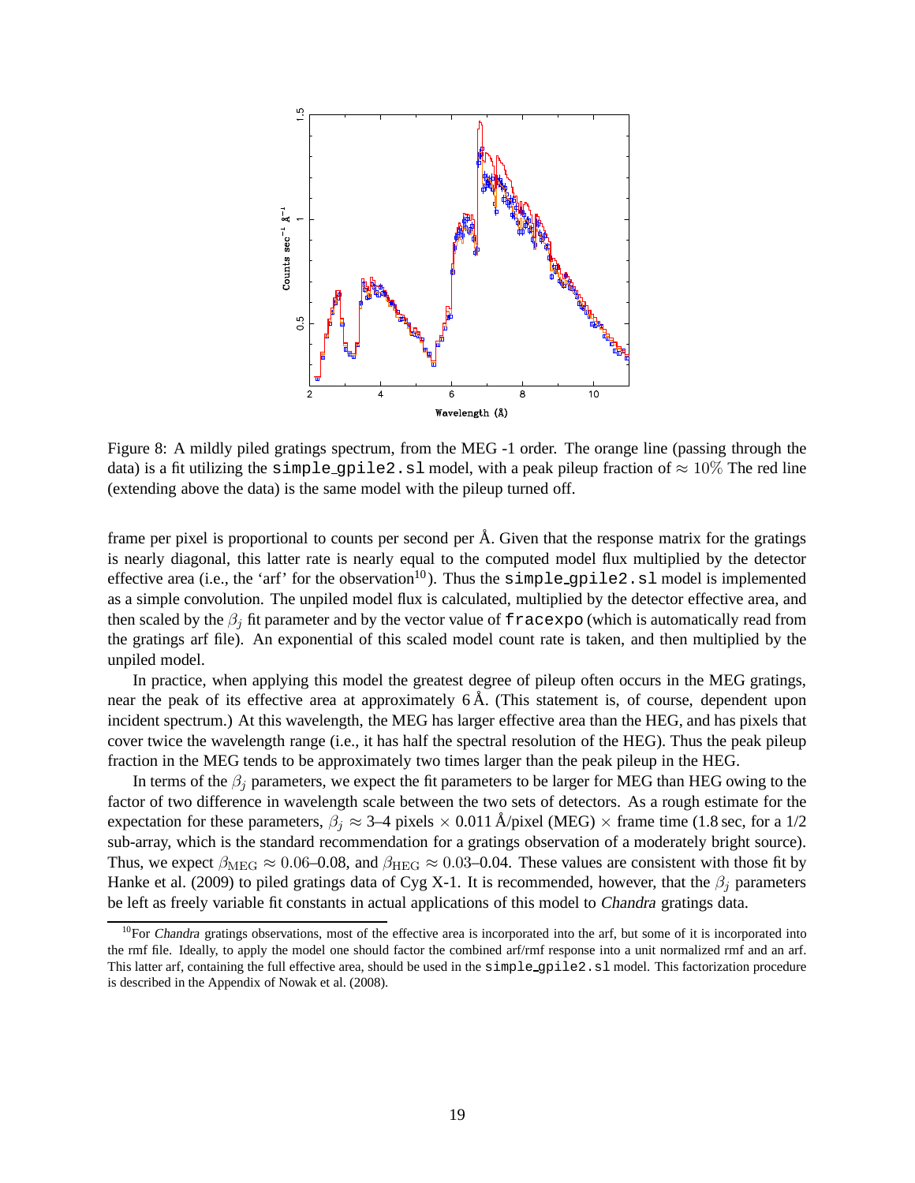Figure 8: A mildly piled gratings spectrum, from the MEG -1 order. The orange line (passing through the data) is a fit utilizing the `simple_gpile2.sl` model, with a peak pileup fraction of $\approx 10\%$ The red line (extending above the data) is the same model with the pileup turned off.

frame per pixel is proportional to counts per second per Å. Given that the response matrix for the gratings is nearly diagonal, this latter rate is nearly equal to the computed model flux multiplied by the detector effective area (i.e., the 'arf' for the observation[10]). Thus the `simple_gpile2.sl` model is implemented as a simple convolution. The unpiled model flux is calculated, multiplied by the detector effective area, and then scaled by the $\beta_j$ fit parameter and by the vector value of `fracexpo` (which is automatically read from the gratings arf file). An exponential of this scaled model count rate is taken, and then multiplied by the unpiled model.

In practice, when applying this model the greatest degree of pileup often occurs in the MEG gratings, near the peak of its effective area at approximately 6 Å. (This statement is, of course, dependent upon incident spectrum.) At this wavelength, the MEG has larger effective area than the HEG, and has pixels that cover twice the wavelength range (i.e., it has half the spectral resolution of the HEG). Thus the peak pileup fraction in the MEG tends to be approximately two times larger than the peak pileup in the HEG.

In terms of the $\beta_j$ parameters, we expect the fit parameters to be larger for MEG than HEG owing to the factor of two difference in wavelength scale between the two sets of detectors. As a rough estimate for the expectation for these parameters, $\beta_j \approx$ 3–4 pixels $\times$ 0.011 Å/pixel (MEG) $\times$ frame time (1.8 sec, for a 1/2 sub-array, which is the standard recommendation for a gratings observation of a moderately bright source). Thus, we expect $\beta_{\rm MEG} \approx 0.06$–0.08, and $\beta_{\rm HEG} \approx 0.03$–0.04. These values are consistent with those fit by Hanke et al. (2009) to piled gratings data of Cyg X-1. It is recommended, however, that the $\beta_j$ parameters be left as freely variable fit constants in actual applications of this model to *Chandra* gratings data.

[10] For *Chandra* gratings observations, most of the effective area is incorporated into the arf, but some of it is incorporated into the rmf file. Ideally, to apply the model one should factor the combined arf/rmf response into a unit normalized rmf and an arf. This latter arf, containing the full effective area, should be used in the `simple_gpile2.sl` model. This factorization procedure is described in the Appendix of Nowak et al. (2008).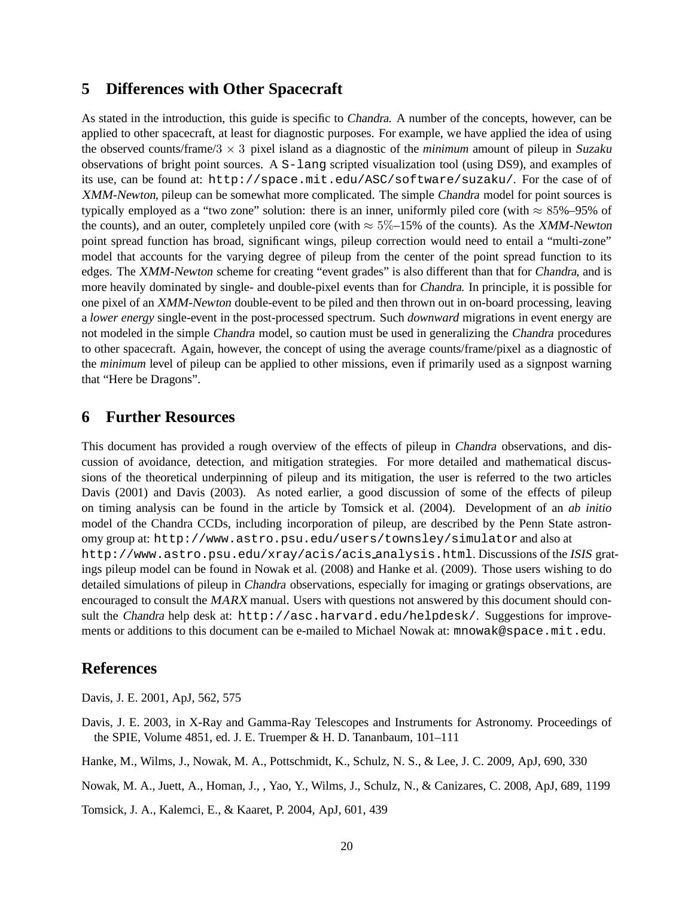## 5 Differences with Other Spacecraft

As stated in the introduction, this guide is specific to *Chandra*. A number of the concepts, however, can be applied to other spacecraft, at least for diagnostic purposes. For example, we have applied the idea of using the observed counts/frame/$3 \times 3$ pixel island as a diagnostic of the *minimum* amount of pileup in *Suzaku* observations of bright point sources. A `S-lang` scripted visualization tool (using DS9), and examples of its use, can be found at: `http://space.mit.edu/ASC/software/suzaku/`. For the case of of *XMM-Newton*, pileup can be somewhat more complicated. The simple *Chandra* model for point sources is typically employed as a "two zone" solution: there is an inner, uniformly piled core (with $\approx 85\%$–95% of the counts), and an outer, completely unpiled core (with $\approx 5\%$–15% of the counts). As the *XMM-Newton* point spread function has broad, significant wings, pileup correction would need to entail a "multi-zone" model that accounts for the varying degree of pileup from the center of the point spread function to its edges. The *XMM-Newton* scheme for creating "event grades" is also different than that for *Chandra*, and is more heavily dominated by single- and double-pixel events than for *Chandra*. In principle, it is possible for one pixel of an *XMM-Newton* double-event to be piled and then thrown out in on-board processing, leaving a *lower energy* single-event in the post-processed spectrum. Such *downward* migrations in event energy are not modeled in the simple *Chandra* model, so caution must be used in generalizing the *Chandra* procedures to other spacecraft. Again, however, the concept of using the average counts/frame/pixel as a diagnostic of the *minimum* level of pileup can be applied to other missions, even if primarily used as a signpost warning that "Here be Dragons".

## 6 Further Resources

This document has provided a rough overview of the effects of pileup in *Chandra* observations, and discussion of avoidance, detection, and mitigation strategies. For more detailed and mathematical discussions of the theoretical underpinning of pileup and its mitigation, the user is referred to the two articles Davis (2001) and Davis (2003). As noted earlier, a good discussion of some of the effects of pileup on timing analysis can be found in the article by Tomsick et al. (2004). Development of an *ab initio* model of the Chandra CCDs, including incorporation of pileup, are described by the Penn State astronomy group at: `http://www.astro.psu.edu/users/townsley/simulator` and also at `http://www.astro.psu.edu/xray/acis/acis_analysis.html`. Discussions of the *ISIS* gratings pileup model can be found in Nowak et al. (2008) and Hanke et al. (2009). Those users wishing to do detailed simulations of pileup in *Chandra* observations, especially for imaging or gratings observations, are encouraged to consult the *MARX* manual. Users with questions not answered by this document should consult the *Chandra* help desk at: `http://asc.harvard.edu/helpdesk/`. Suggestions for improvements or additions to this document can be e-mailed to Michael Nowak at: `mnowak@space.mit.edu`.

## References

Davis, J. E. 2001, ApJ, 562, 575

Davis, J. E. 2003, in X-Ray and Gamma-Ray Telescopes and Instruments for Astronomy. Proceedings of the SPIE, Volume 4851, ed. J. E. Truemper & H. D. Tananbaum, 101–111

Hanke, M., Wilms, J., Nowak, M. A., Pottschmidt, K., Schulz, N. S., & Lee, J. C. 2009, ApJ, 690, 330

Nowak, M. A., Juett, A., Homan, J., , Yao, Y., Wilms, J., Schulz, N., & Canizares, C. 2008, ApJ, 689, 1199

Tomsick, J. A., Kalemci, E., & Kaaret, P. 2004, ApJ, 601, 439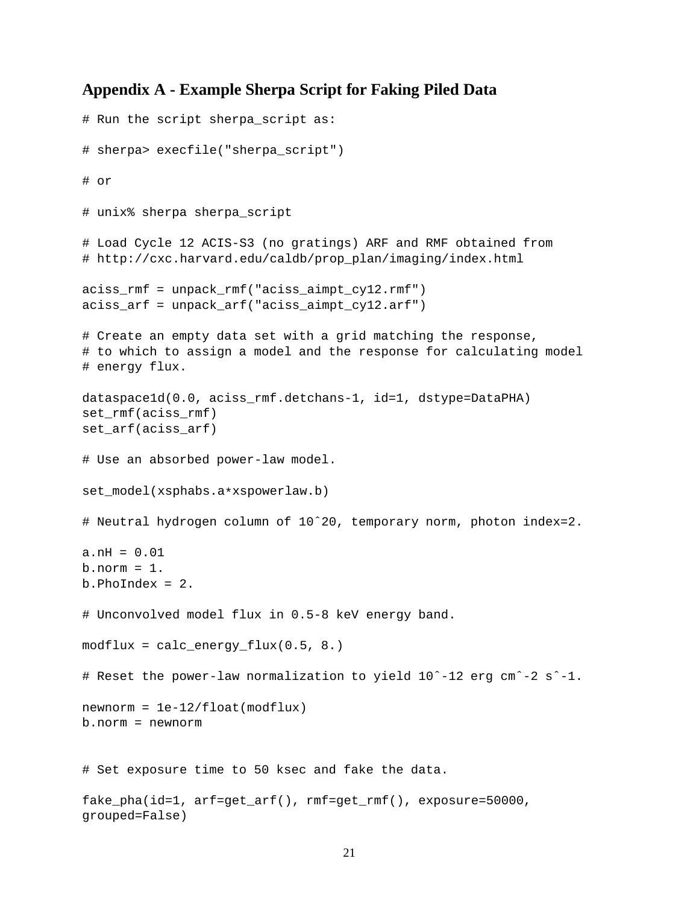## Appendix A - Example Sherpa Script for Faking Piled Data

```
# Run the script sherpa_script as:

# sherpa> execfile("sherpa_script")

# or

# unix% sherpa sherpa_script

# Load Cycle 12 ACIS-S3 (no gratings) ARF and RMF obtained from
# http://cxc.harvard.edu/caldb/prop_plan/imaging/index.html

aciss_rmf = unpack_rmf("aciss_aimpt_cy12.rmf")
aciss_arf = unpack_arf("aciss_aimpt_cy12.arf")

# Create an empty data set with a grid matching the response,
# to which to assign a model and the response for calculating model
# energy flux.

dataspace1d(0.0, aciss_rmf.detchans-1, id=1, dstype=DataPHA)
set_rmf(aciss_rmf)
set_arf(aciss_arf)

# Use an absorbed power-law model.

set_model(xsphabs.a*xspowerlaw.b)

# Neutral hydrogen column of 10ˆ20, temporary norm, photon index=2.

a.nH = 0.01
b.norm = 1.
b.PhoIndex = 2.

# Unconvolved model flux in 0.5-8 keV energy band.

modflux = calc_energy_flux(0.5, 8.)

# Reset the power-law normalization to yield 10ˆ-12 erg cmˆ-2 sˆ-1.

newnorm = 1e-12/float(modflux)
b.norm = newnorm


# Set exposure time to 50 ksec and fake the data.

fake_pha(id=1, arf=get_arf(), rmf=get_rmf(), exposure=50000,
grouped=False)
```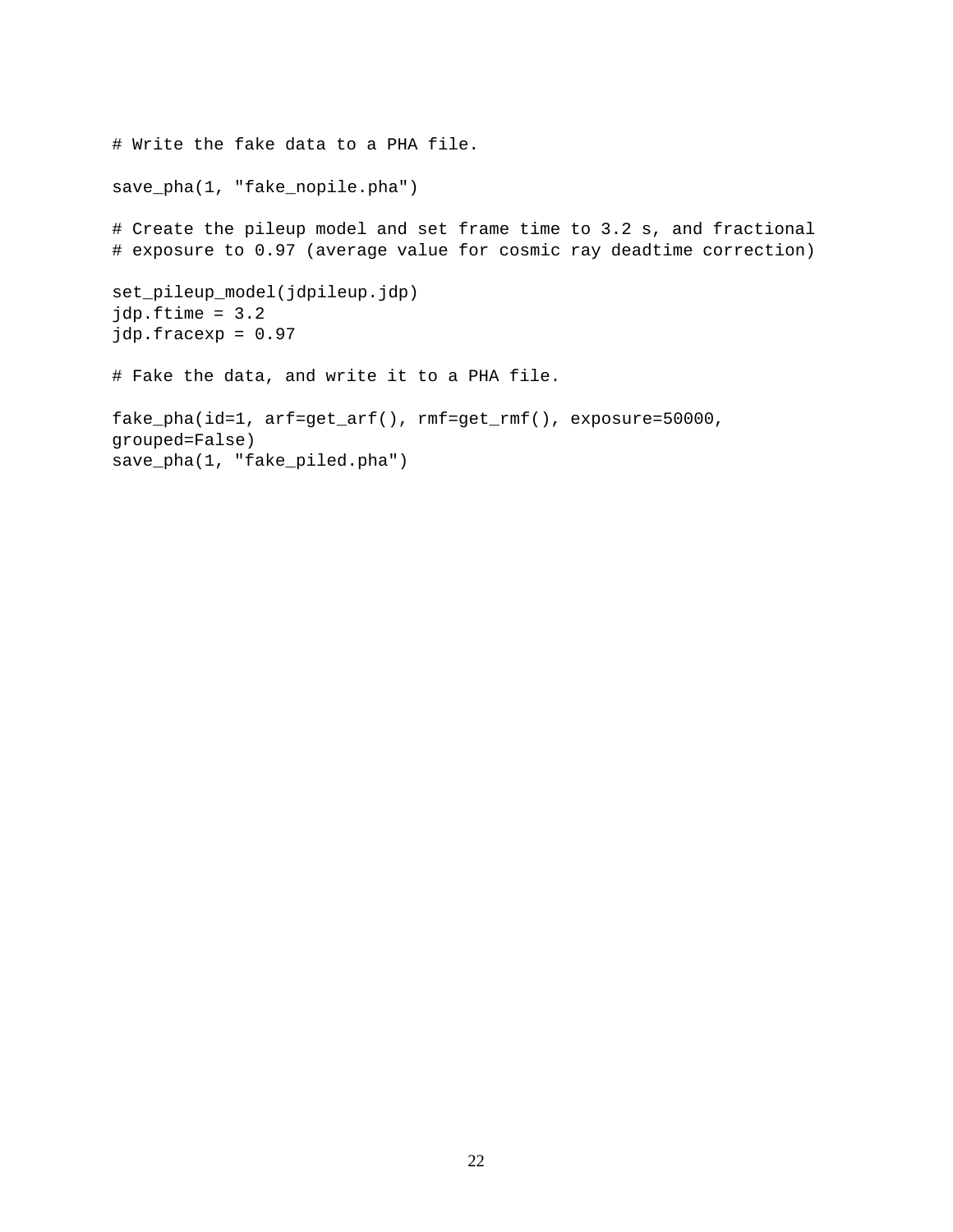```
# Write the fake data to a PHA file.

save_pha(1, "fake_nopile.pha")

# Create the pileup model and set frame time to 3.2 s, and fractional
# exposure to 0.97 (average value for cosmic ray deadtime correction)

set_pileup_model(jdpileup.jdp)
jdp.ftime = 3.2
jdp.fracexp = 0.97

# Fake the data, and write it to a PHA file.

fake_pha(id=1, arf=get_arf(), rmf=get_rmf(), exposure=50000,
grouped=False)
save_pha(1, "fake_piled.pha")
```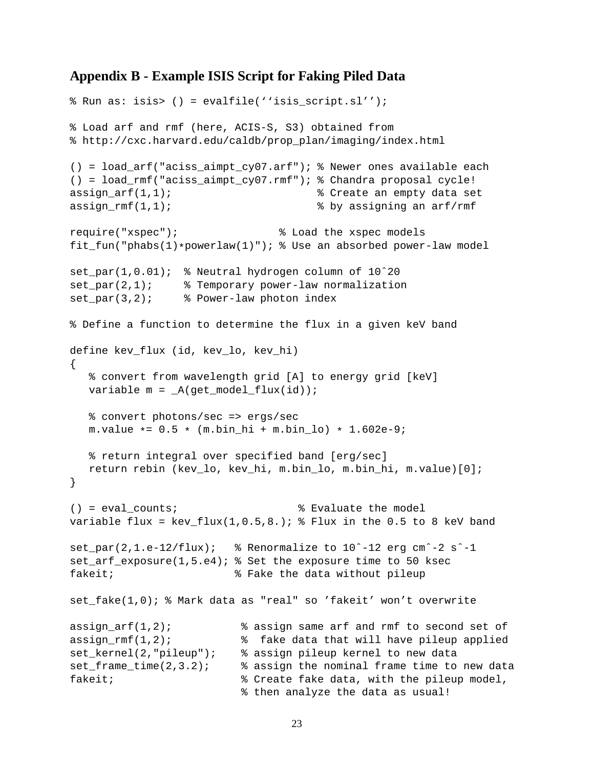## Appendix B - Example ISIS Script for Faking Piled Data

```
% Run as: isis> () = evalfile(‘‘isis_script.sl’’);

% Load arf and rmf (here, ACIS-S, S3) obtained from
% http://cxc.harvard.edu/caldb/prop_plan/imaging/index.html

() = load_arf("aciss_aimpt_cy07.arf"); % Newer ones available each
() = load_rmf("aciss_aimpt_cy07.rmf"); % Chandra proposal cycle!
assign_arf(1,1);                       % Create an empty data set
assign_rmf(1,1);                       % by assigning an arf/rmf

require("xspec");                % Load the xspec models
fit_fun("phabs(1)*powerlaw(1)"); % Use an absorbed power-law model

set_par(1,0.01);  % Neutral hydrogen column of 10ˆ20
set_par(2,1);     % Temporary power-law normalization
set_par(3,2);     % Power-law photon index

% Define a function to determine the flux in a given keV band

define kev_flux (id, kev_lo, kev_hi)
{
   % convert from wavelength grid [A] to energy grid [keV]
   variable m = _A(get_model_flux(id));

   % convert photons/sec => ergs/sec
   m.value *= 0.5 * (m.bin_hi + m.bin_lo) * 1.602e-9;

   % return integral over specified band [erg/sec]
   return rebin (kev_lo, kev_hi, m.bin_lo, m.bin_hi, m.value)[0];
}

() = eval_counts;                  % Evaluate the model
variable flux = kev_flux(1,0.5,8.); % Flux in the 0.5 to 8 keV band

set_par(2,1.e-12/flux);   % Renormalize to 10ˆ-12 erg cmˆ-2 sˆ-1
set_arf_exposure(1,5.e4); % Set the exposure time to 50 ksec
fakeit;                   % Fake the data without pileup

set_fake(1,0); % Mark data as "real" so ’fakeit’ won’t overwrite

assign_arf(1,2);           % assign same arf and rmf to second set of
assign_rmf(1,2);           %  fake data that will have pileup applied
set_kernel(2,"pileup");    % assign pileup kernel to new data
set_frame_time(2,3.2);     % assign the nominal frame time to new data
fakeit;                    % Create fake data, with the pileup model,
                           % then analyze the data as usual!
```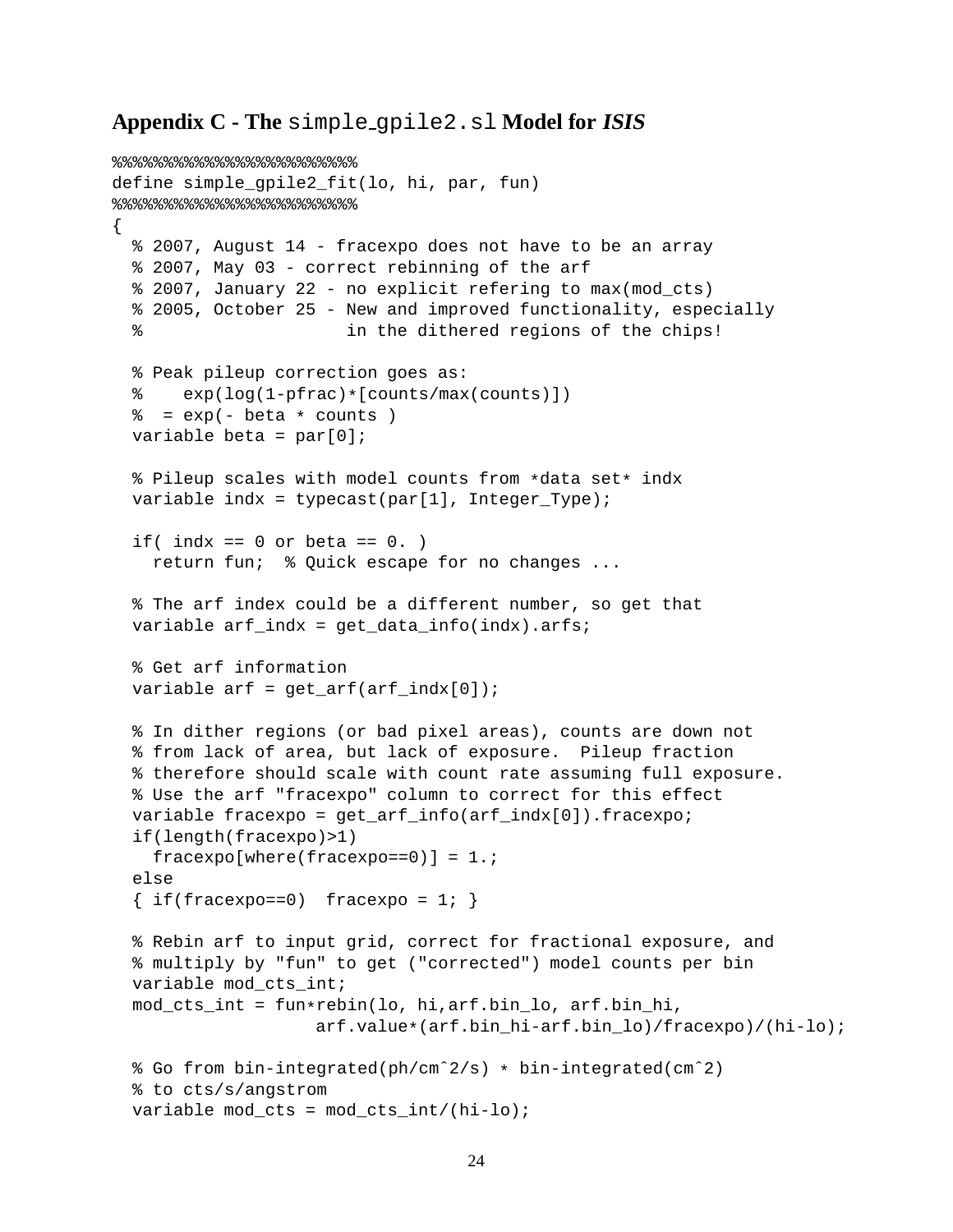## Appendix C - The `simple_gpile2.sl` Model for *ISIS*

```
%%%%%%%%%%%%%%%%%%%%%%%%
define simple_gpile2_fit(lo, hi, par, fun)
%%%%%%%%%%%%%%%%%%%%%%%%
{
  % 2007, August 14 - fracexpo does not have to be an array
  % 2007, May 03 - correct rebinning of the arf
  % 2007, January 22 - no explicit refering to max(mod_cts)
  % 2005, October 25 - New and improved functionality, especially
  %                    in the dithered regions of the chips!

  % Peak pileup correction goes as:
  %    exp(log(1-pfrac)*[counts/max(counts)])
  %  = exp(- beta * counts )
  variable beta = par[0];

  % Pileup scales with model counts from *data set* indx
  variable indx = typecast(par[1], Integer_Type);

  if( indx == 0 or beta == 0. )
    return fun;  % Quick escape for no changes ...

  % The arf index could be a different number, so get that
  variable arf_indx = get_data_info(indx).arfs;

  % Get arf information
  variable arf = get_arf(arf_indx[0]);

  % In dither regions (or bad pixel areas), counts are down not
  % from lack of area, but lack of exposure.  Pileup fraction
  % therefore should scale with count rate assuming full exposure.
  % Use the arf "fracexpo" column to correct for this effect
  variable fracexpo = get_arf_info(arf_indx[0]).fracexpo;
  if(length(fracexpo)>1)
    fracexpo[where(fracexpo==0)] = 1.;
  else
  { if(fracexpo==0)  fracexpo = 1; }

  % Rebin arf to input grid, correct for fractional exposure, and
  % multiply by "fun" to get ("corrected") model counts per bin
  variable mod_cts_int;
  mod_cts_int = fun*rebin(lo, hi,arf.bin_lo, arf.bin_hi,
                  arf.value*(arf.bin_hi-arf.bin_lo)/fracexpo)/(hi-lo);

  % Go from bin-integrated(ph/cm^2/s) * bin-integrated(cm^2)
  % to cts/s/angstrom
  variable mod_cts = mod_cts_int/(hi-lo);
```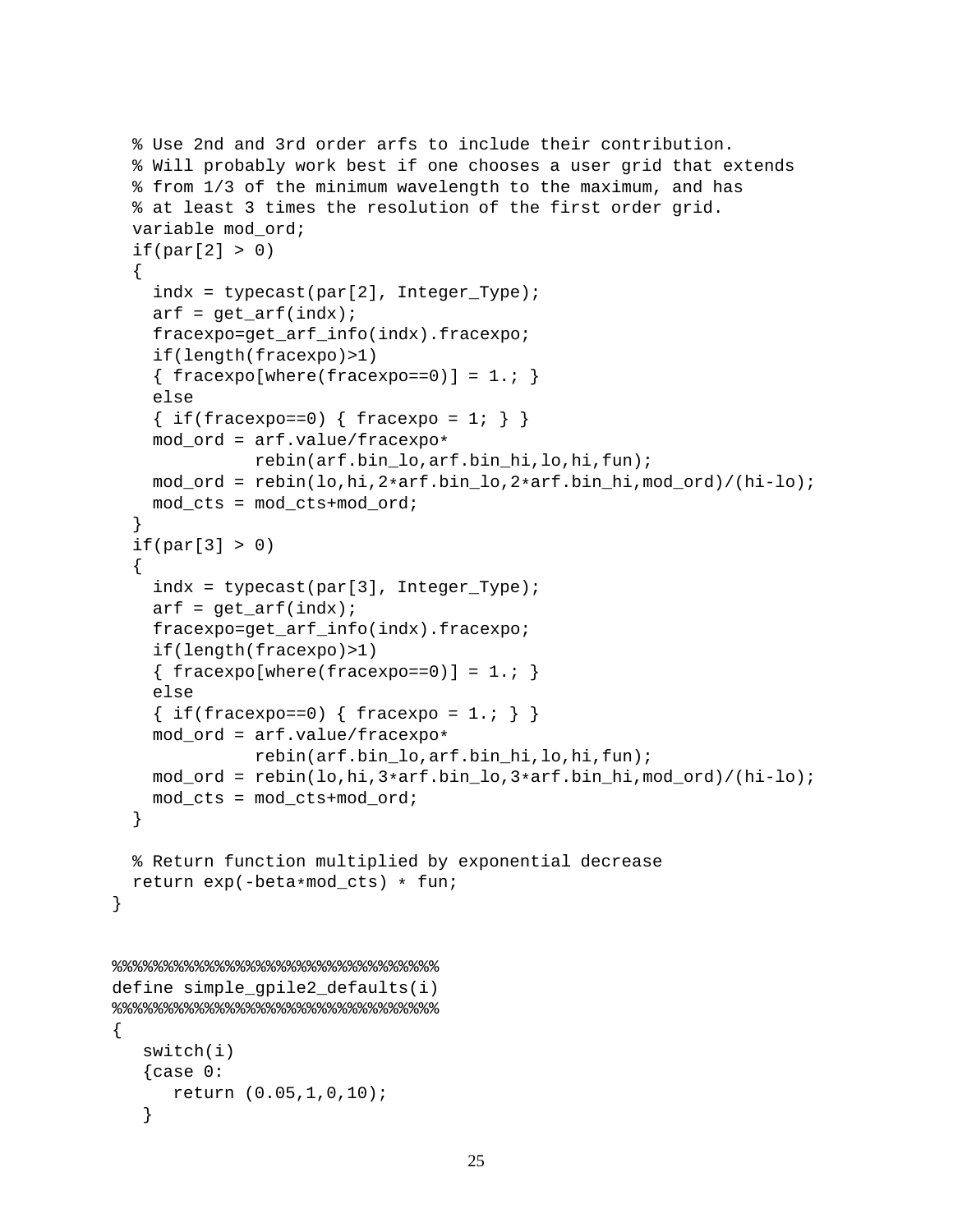```
  % Use 2nd and 3rd order arfs to include their contribution.
  % Will probably work best if one chooses a user grid that extends
  % from 1/3 of the minimum wavelength to the maximum, and has
  % at least 3 times the resolution of the first order grid.
  variable mod_ord;
  if(par[2] > 0)
  {
    indx = typecast(par[2], Integer_Type);
    arf = get_arf(indx);
    fracexpo=get_arf_info(indx).fracexpo;
    if(length(fracexpo)>1)
    { fracexpo[where(fracexpo==0)] = 1.; }
    else
    { if(fracexpo==0) { fracexpo = 1; } }
    mod_ord = arf.value/fracexpo*
              rebin(arf.bin_lo,arf.bin_hi,lo,hi,fun);
    mod_ord = rebin(lo,hi,2*arf.bin_lo,2*arf.bin_hi,mod_ord)/(hi-lo);
    mod_cts = mod_cts+mod_ord;
  }
  if(par[3] > 0)
  {
    indx = typecast(par[3], Integer_Type);
    arf = get_arf(indx);
    fracexpo=get_arf_info(indx).fracexpo;
    if(length(fracexpo)>1)
    { fracexpo[where(fracexpo==0)] = 1.; }
    else
    { if(fracexpo==0) { fracexpo = 1.; } }
    mod_ord = arf.value/fracexpo*
              rebin(arf.bin_lo,arf.bin_hi,lo,hi,fun);
    mod_ord = rebin(lo,hi,3*arf.bin_lo,3*arf.bin_hi,mod_ord)/(hi-lo);
    mod_cts = mod_cts+mod_ord;
  }

  % Return function multiplied by exponential decrease
  return exp(-beta*mod_cts) * fun;
}


%%%%%%%%%%%%%%%%%%%%%%%%%%%%%%%%
define simple_gpile2_defaults(i)
%%%%%%%%%%%%%%%%%%%%%%%%%%%%%%%%
{
   switch(i)
   {case 0:
      return (0.05,1,0,10);
   }
```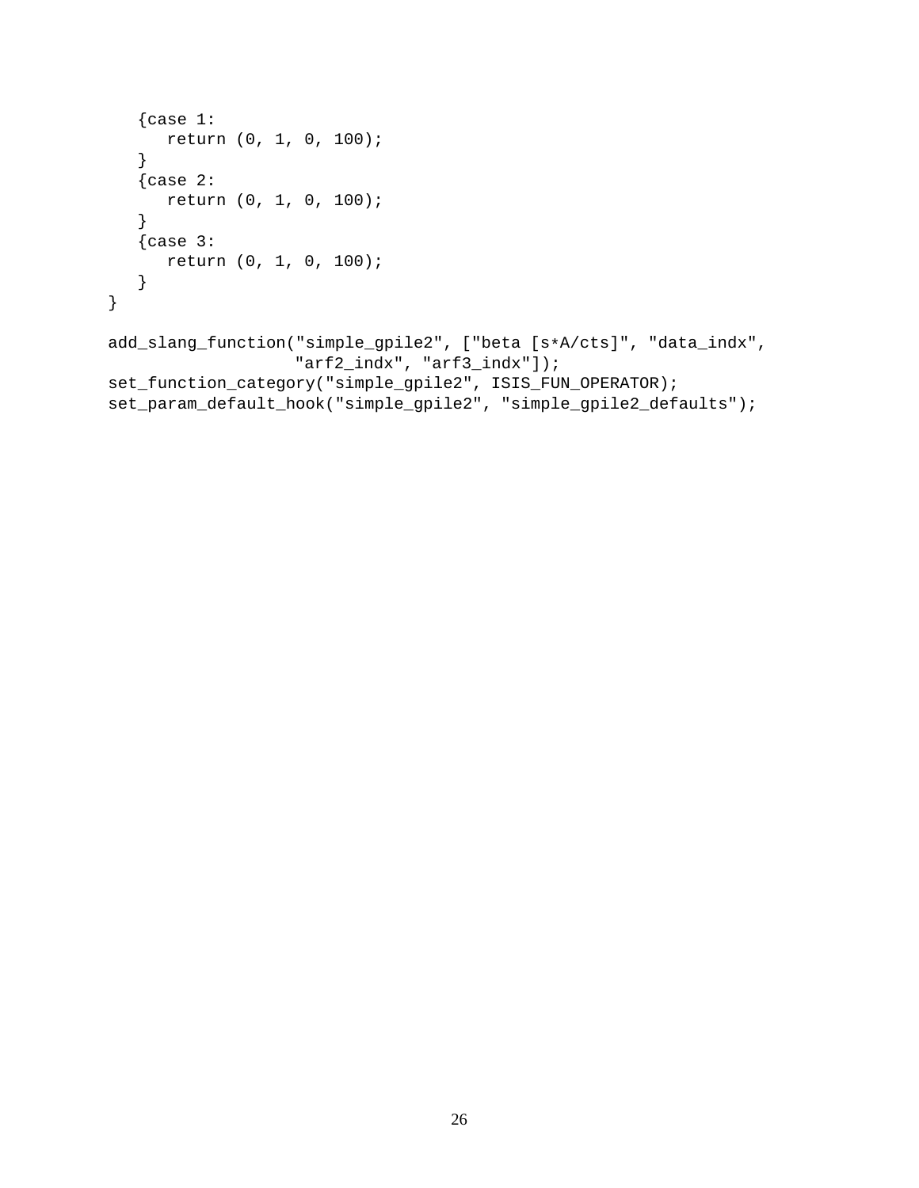```
   {case 1:
      return (0, 1, 0, 100);
   }
   {case 2:
      return (0, 1, 0, 100);
   }
   {case 3:
      return (0, 1, 0, 100);
   }
}

add_slang_function("simple_gpile2", ["beta [s*A/cts]", "data_indx",
                   "arf2_indx", "arf3_indx"]);
set_function_category("simple_gpile2", ISIS_FUN_OPERATOR);
set_param_default_hook("simple_gpile2", "simple_gpile2_defaults");
```